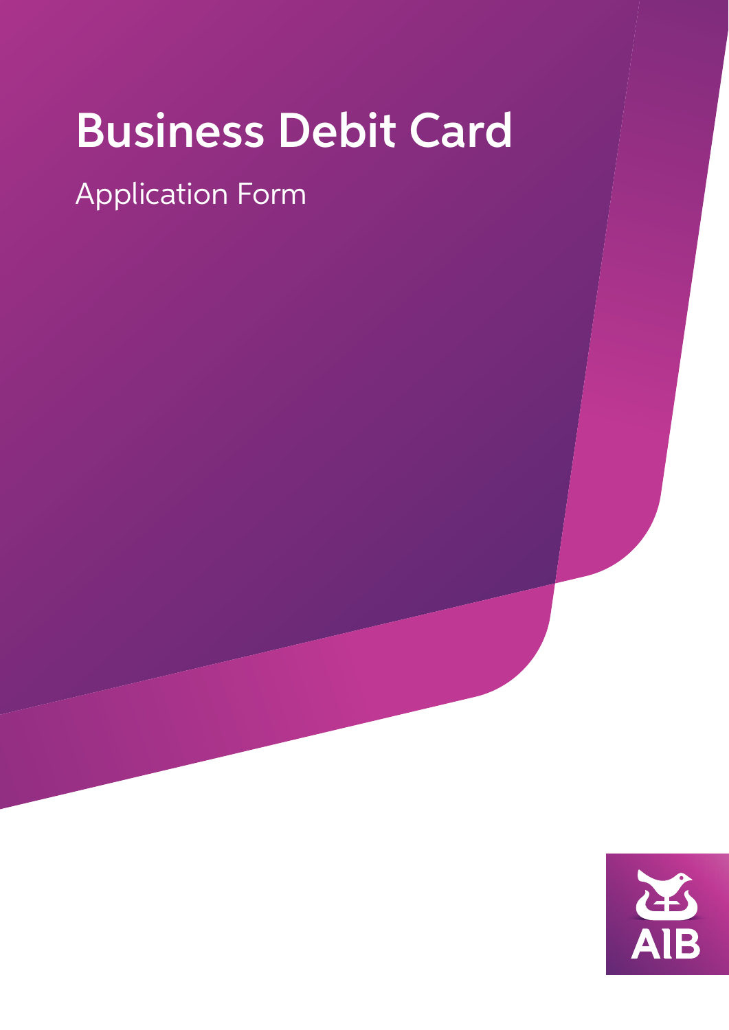# Business Debit Card

## Application Form

AIB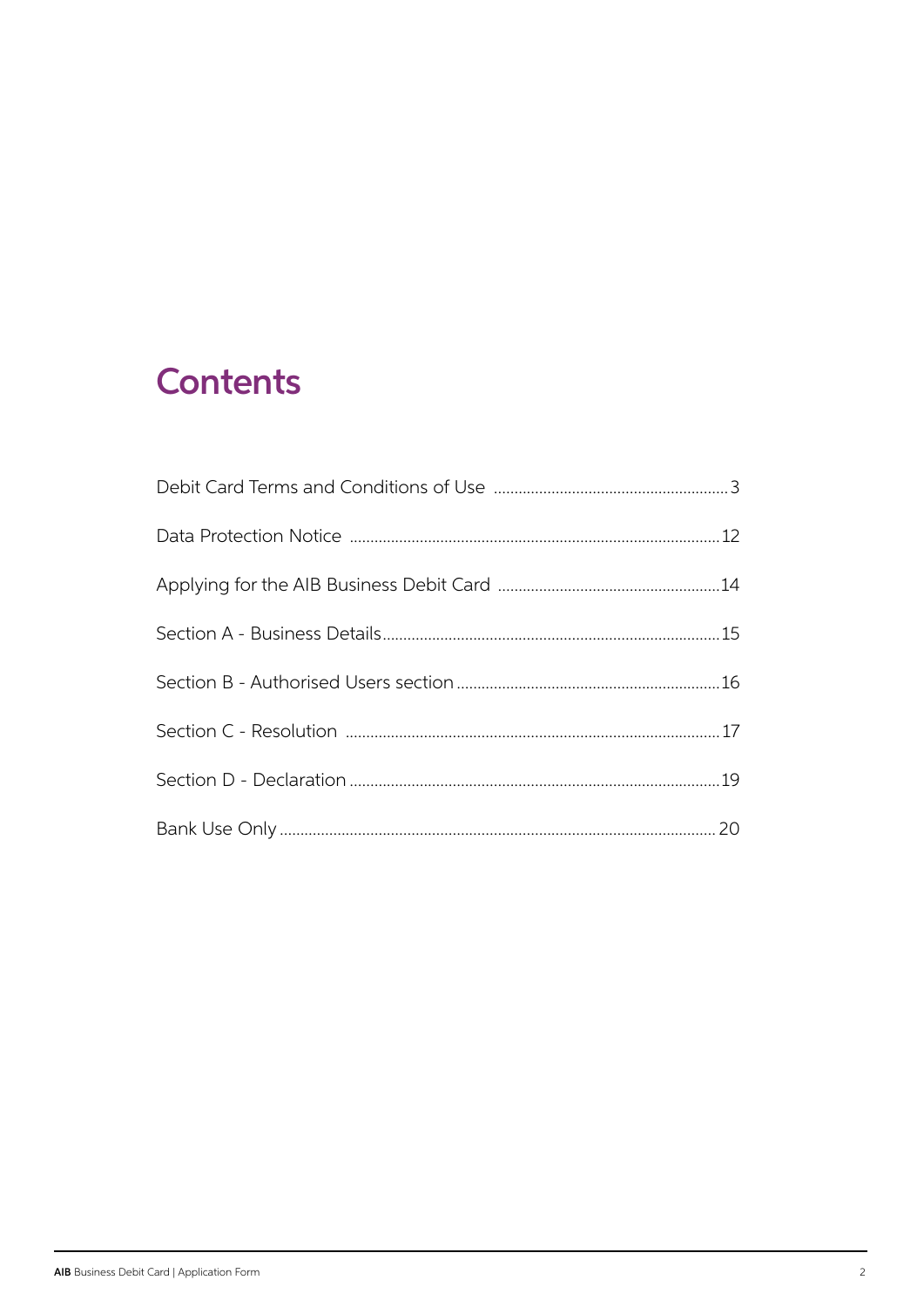# Contents

| | |
|---|---|
| Debit Card Terms and Conditions of Use | 3 |
| Data Protection Notice | 12 |
| Applying for the AIB Business Debit Card | 14 |
| Section A - Business Details | 15 |
| Section B - Authorised Users section | 16 |
| Section C - Resolution | 17 |
| Section D - Declaration | 19 |
| Bank Use Only | 20 |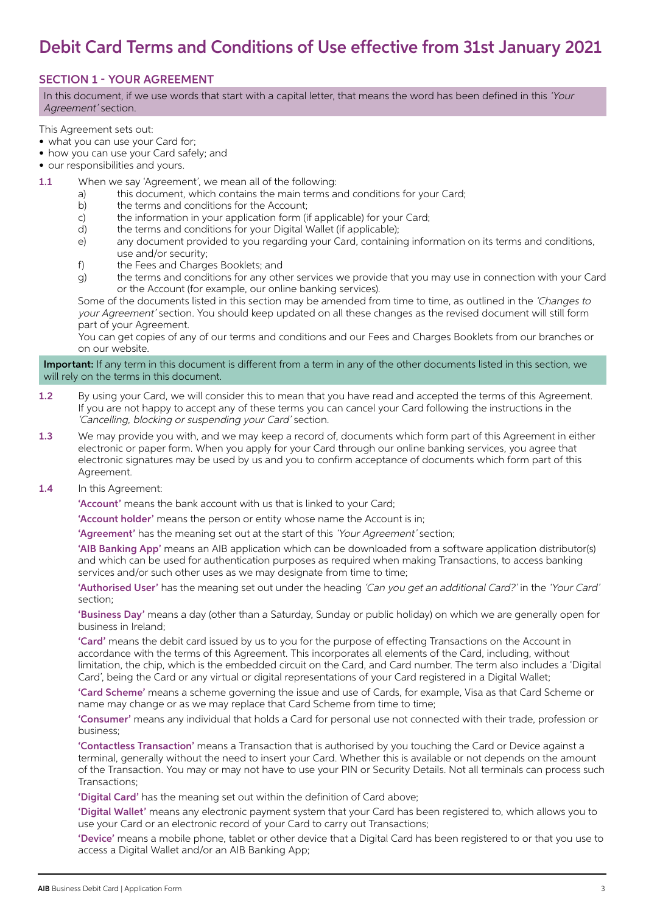# Debit Card Terms and Conditions of Use effective from 31st January 2021

## SECTION 1 - YOUR AGREEMENT

In this document, if we use words that start with a capital letter, that means the word has been defined in this *'Your Agreement'* section.

This Agreement sets out:

- what you can use your Card for;
- how you can use your Card safely; and
- our responsibilities and yours.

**1.1** When we say 'Agreement', we mean all of the following:

a) this document, which contains the main terms and conditions for your Card;
b) the terms and conditions for the Account;
c) the information in your application form (if applicable) for your Card;
d) the terms and conditions for your Digital Wallet (if applicable);
e) any document provided to you regarding your Card, containing information on its terms and conditions, use and/or security;
f) the Fees and Charges Booklets; and
g) the terms and conditions for any other services we provide that you may use in connection with your Card or the Account (for example, our online banking services).

Some of the documents listed in this section may be amended from time to time, as outlined in the *'Changes to your Agreement'* section. You should keep updated on all these changes as the revised document will still form part of your Agreement.

You can get copies of any of our terms and conditions and our Fees and Charges Booklets from our branches or on our website.

**Important:** If any term in this document is different from a term in any of the other documents listed in this section, we will rely on the terms in this document.

**1.2** By using your Card, we will consider this to mean that you have read and accepted the terms of this Agreement. If you are not happy to accept any of these terms you can cancel your Card following the instructions in the *'Cancelling, blocking or suspending your Card'* section.

**1.3** We may provide you with, and we may keep a record of, documents which form part of this Agreement in either electronic or paper form. When you apply for your Card through our online banking services, you agree that electronic signatures may be used by us and you to confirm acceptance of documents which form part of this Agreement.

**1.4** In this Agreement:

**'Account'** means the bank account with us that is linked to your Card;

**'Account holder'** means the person or entity whose name the Account is in;

**'Agreement'** has the meaning set out at the start of this *'Your Agreement'* section;

**'AIB Banking App'** means an AIB application which can be downloaded from a software application distributor(s) and which can be used for authentication purposes as required when making Transactions, to access banking services and/or such other uses as we may designate from time to time;

**'Authorised User'** has the meaning set out under the heading *'Can you get an additional Card?'* in the *'Your Card'* section;

**'Business Day'** means a day (other than a Saturday, Sunday or public holiday) on which we are generally open for business in Ireland;

**'Card'** means the debit card issued by us to you for the purpose of effecting Transactions on the Account in accordance with the terms of this Agreement. This incorporates all elements of the Card, including, without limitation, the chip, which is the embedded circuit on the Card, and Card number. The term also includes a 'Digital Card', being the Card or any virtual or digital representations of your Card registered in a Digital Wallet;

**'Card Scheme'** means a scheme governing the issue and use of Cards, for example, Visa as that Card Scheme or name may change or as we may replace that Card Scheme from time to time;

**'Consumer'** means any individual that holds a Card for personal use not connected with their trade, profession or business;

**'Contactless Transaction'** means a Transaction that is authorised by you touching the Card or Device against a terminal, generally without the need to insert your Card. Whether this is available or not depends on the amount of the Transaction. You may or may not have to use your PIN or Security Details. Not all terminals can process such Transactions;

**'Digital Card'** has the meaning set out within the definition of Card above;

**'Digital Wallet'** means any electronic payment system that your Card has been registered to, which allows you to use your Card or an electronic record of your Card to carry out Transactions;

**'Device'** means a mobile phone, tablet or other device that a Digital Card has been registered to or that you use to access a Digital Wallet and/or an AIB Banking App;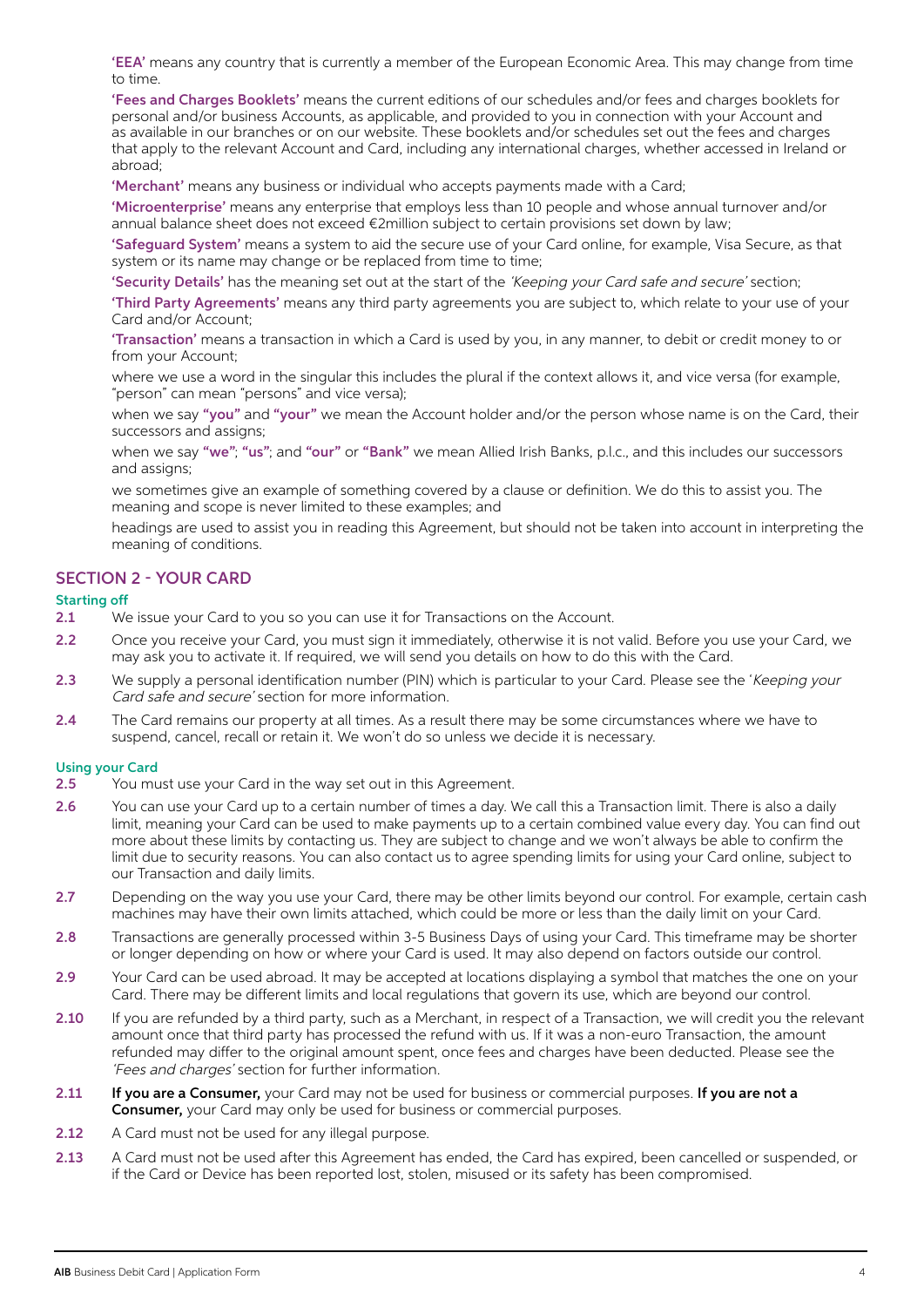**'EEA'** means any country that is currently a member of the European Economic Area. This may change from time to time.

**'Fees and Charges Booklets'** means the current editions of our schedules and/or fees and charges booklets for personal and/or business Accounts, as applicable, and provided to you in connection with your Account and as available in our branches or on our website. These booklets and/or schedules set out the fees and charges that apply to the relevant Account and Card, including any international charges, whether accessed in Ireland or abroad;

**'Merchant'** means any business or individual who accepts payments made with a Card;

**'Microenterprise'** means any enterprise that employs less than 10 people and whose annual turnover and/or annual balance sheet does not exceed €2million subject to certain provisions set down by law;

**'Safeguard System'** means a system to aid the secure use of your Card online, for example, Visa Secure, as that system or its name may change or be replaced from time to time;

**'Security Details'** has the meaning set out at the start of the *'Keeping your Card safe and secure'* section;

**'Third Party Agreements'** means any third party agreements you are subject to, which relate to your use of your Card and/or Account;

**'Transaction'** means a transaction in which a Card is used by you, in any manner, to debit or credit money to or from your Account;

where we use a word in the singular this includes the plural if the context allows it, and vice versa (for example, "person" can mean "persons" and vice versa);

when we say **"you"** and **"your"** we mean the Account holder and/or the person whose name is on the Card, their successors and assigns;

when we say **"we"**; **"us"**; and **"our"** or **"Bank"** we mean Allied Irish Banks, p.l.c., and this includes our successors and assigns;

we sometimes give an example of something covered by a clause or definition. We do this to assist you. The meaning and scope is never limited to these examples; and

headings are used to assist you in reading this Agreement, but should not be taken into account in interpreting the meaning of conditions.

## SECTION 2 - YOUR CARD

### Starting off

**2.1** We issue your Card to you so you can use it for Transactions on the Account.

**2.2** Once you receive your Card, you must sign it immediately, otherwise it is not valid. Before you use your Card, we may ask you to activate it. If required, we will send you details on how to do this with the Card.

**2.3** We supply a personal identification number (PIN) which is particular to your Card. Please see the '*Keeping your Card safe and secure'* section for more information.

**2.4** The Card remains our property at all times. As a result there may be some circumstances where we have to suspend, cancel, recall or retain it. We won't do so unless we decide it is necessary.

### Using your Card

**2.5** You must use your Card in the way set out in this Agreement.

**2.6** You can use your Card up to a certain number of times a day. We call this a Transaction limit. There is also a daily limit, meaning your Card can be used to make payments up to a certain combined value every day. You can find out more about these limits by contacting us. They are subject to change and we won't always be able to confirm the limit due to security reasons. You can also contact us to agree spending limits for using your Card online, subject to our Transaction and daily limits.

**2.7** Depending on the way you use your Card, there may be other limits beyond our control. For example, certain cash machines may have their own limits attached, which could be more or less than the daily limit on your Card.

**2.8** Transactions are generally processed within 3-5 Business Days of using your Card. This timeframe may be shorter or longer depending on how or where your Card is used. It may also depend on factors outside our control.

**2.9** Your Card can be used abroad. It may be accepted at locations displaying a symbol that matches the one on your Card. There may be different limits and local regulations that govern its use, which are beyond our control.

**2.10** If you are refunded by a third party, such as a Merchant, in respect of a Transaction, we will credit you the relevant amount once that third party has processed the refund with us. If it was a non-euro Transaction, the amount refunded may differ to the original amount spent, once fees and charges have been deducted. Please see the *'Fees and charges'* section for further information.

**2.11** **If you are a Consumer,** your Card may not be used for business or commercial purposes. **If you are not a Consumer,** your Card may only be used for business or commercial purposes.

**2.12** A Card must not be used for any illegal purpose.

**2.13** A Card must not be used after this Agreement has ended, the Card has expired, been cancelled or suspended, or if the Card or Device has been reported lost, stolen, misused or its safety has been compromised.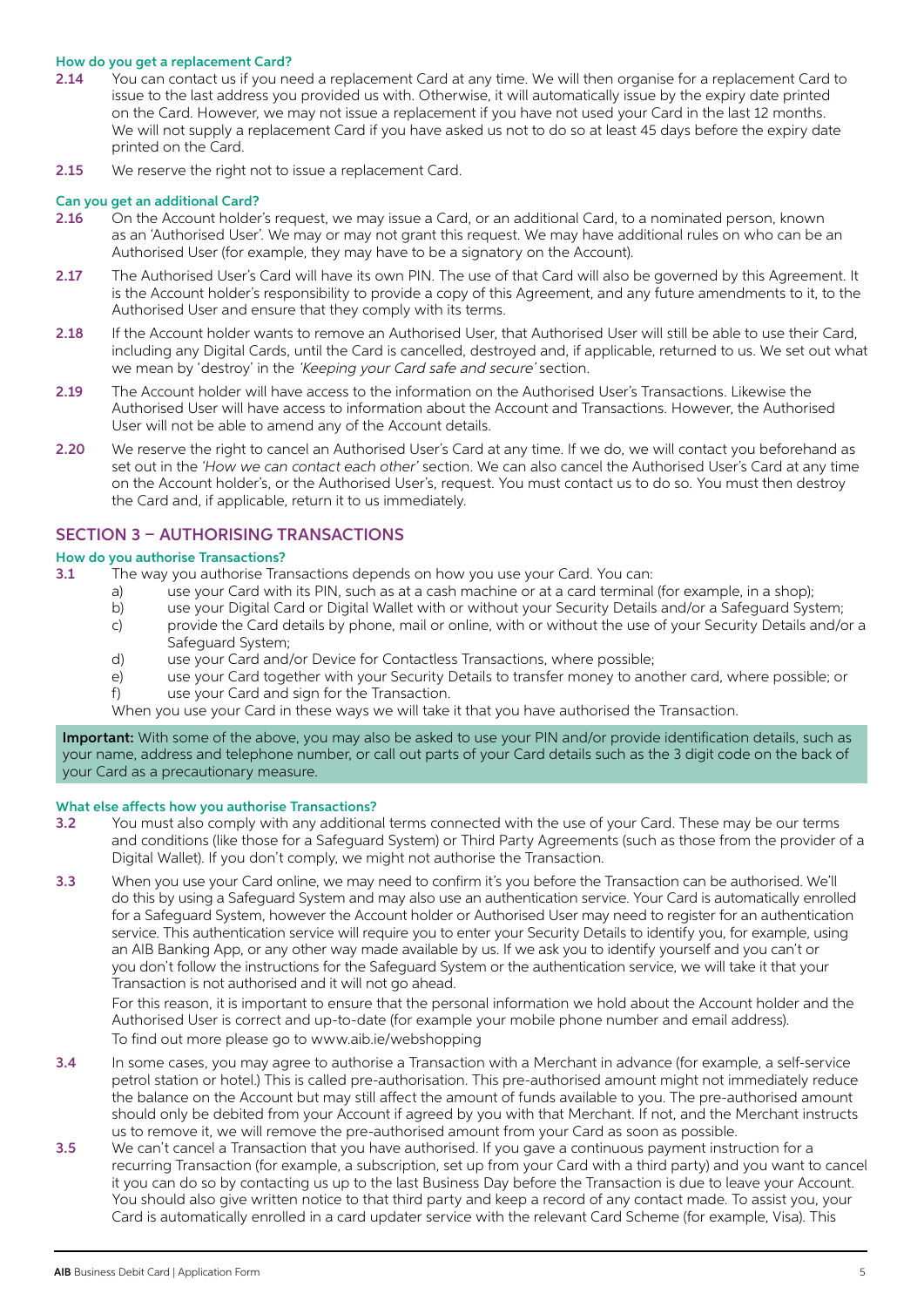### How do you get a replacement Card?

**2.14** You can contact us if you need a replacement Card at any time. We will then organise for a replacement Card to issue to the last address you provided us with. Otherwise, it will automatically issue by the expiry date printed on the Card. However, we may not issue a replacement if you have not used your Card in the last 12 months. We will not supply a replacement Card if you have asked us not to do so at least 45 days before the expiry date printed on the Card.

**2.15** We reserve the right not to issue a replacement Card.

### Can you get an additional Card?

**2.16** On the Account holder's request, we may issue a Card, or an additional Card, to a nominated person, known as an 'Authorised User'. We may or may not grant this request. We may have additional rules on who can be an Authorised User (for example, they may have to be a signatory on the Account).

**2.17** The Authorised User's Card will have its own PIN. The use of that Card will also be governed by this Agreement. It is the Account holder's responsibility to provide a copy of this Agreement, and any future amendments to it, to the Authorised User and ensure that they comply with its terms.

**2.18** If the Account holder wants to remove an Authorised User, that Authorised User will still be able to use their Card, including any Digital Cards, until the Card is cancelled, destroyed and, if applicable, returned to us. We set out what we mean by 'destroy' in the *'Keeping your Card safe and secure'* section.

**2.19** The Account holder will have access to the information on the Authorised User's Transactions. Likewise the Authorised User will have access to information about the Account and Transactions. However, the Authorised User will not be able to amend any of the Account details.

**2.20** We reserve the right to cancel an Authorised User's Card at any time. If we do, we will contact you beforehand as set out in the *'How we can contact each other'* section. We can also cancel the Authorised User's Card at any time on the Account holder's, or the Authorised User's, request. You must contact us to do so. You must then destroy the Card and, if applicable, return it to us immediately.

## SECTION 3 – AUTHORISING TRANSACTIONS

### How do you authorise Transactions?

**3.1** The way you authorise Transactions depends on how you use your Card. You can:

a) use your Card with its PIN, such as at a cash machine or at a card terminal (for example, in a shop);
b) use your Digital Card or Digital Wallet with or without your Security Details and/or a Safeguard System;
c) provide the Card details by phone, mail or online, with or without the use of your Security Details and/or a Safeguard System;
d) use your Card and/or Device for Contactless Transactions, where possible;
e) use your Card together with your Security Details to transfer money to another card, where possible; or
f) use your Card and sign for the Transaction.

When you use your Card in these ways we will take it that you have authorised the Transaction.

**Important:** With some of the above, you may also be asked to use your PIN and/or provide identification details, such as your name, address and telephone number, or call out parts of your Card details such as the 3 digit code on the back of your Card as a precautionary measure.

### What else affects how you authorise Transactions?

**3.2** You must also comply with any additional terms connected with the use of your Card. These may be our terms and conditions (like those for a Safeguard System) or Third Party Agreements (such as those from the provider of a Digital Wallet). If you don't comply, we might not authorise the Transaction.

**3.3** When you use your Card online, we may need to confirm it's you before the Transaction can be authorised. We'll do this by using a Safeguard System and may also use an authentication service. Your Card is automatically enrolled for a Safeguard System, however the Account holder or Authorised User may need to register for an authentication service. This authentication service will require you to enter your Security Details to identify you, for example, using an AIB Banking App, or any other way made available by us. If we ask you to identify yourself and you can't or you don't follow the instructions for the Safeguard System or the authentication service, we will take it that your Transaction is not authorised and it will not go ahead.

For this reason, it is important to ensure that the personal information we hold about the Account holder and the Authorised User is correct and up-to-date (for example your mobile phone number and email address).

To find out more please go to www.aib.ie/webshopping

**3.4** In some cases, you may agree to authorise a Transaction with a Merchant in advance (for example, a self-service petrol station or hotel.) This is called pre-authorisation. This pre-authorised amount might not immediately reduce the balance on the Account but may still affect the amount of funds available to you. The pre-authorised amount should only be debited from your Account if agreed by you with that Merchant. If not, and the Merchant instructs us to remove it, we will remove the pre-authorised amount from your Card as soon as possible.

**3.5** We can't cancel a Transaction that you have authorised. If you gave a continuous payment instruction for a recurring Transaction (for example, a subscription, set up from your Card with a third party) and you want to cancel it you can do so by contacting us up to the last Business Day before the Transaction is due to leave your Account. You should also give written notice to that third party and keep a record of any contact made. To assist you, your Card is automatically enrolled in a card updater service with the relevant Card Scheme (for example, Visa). This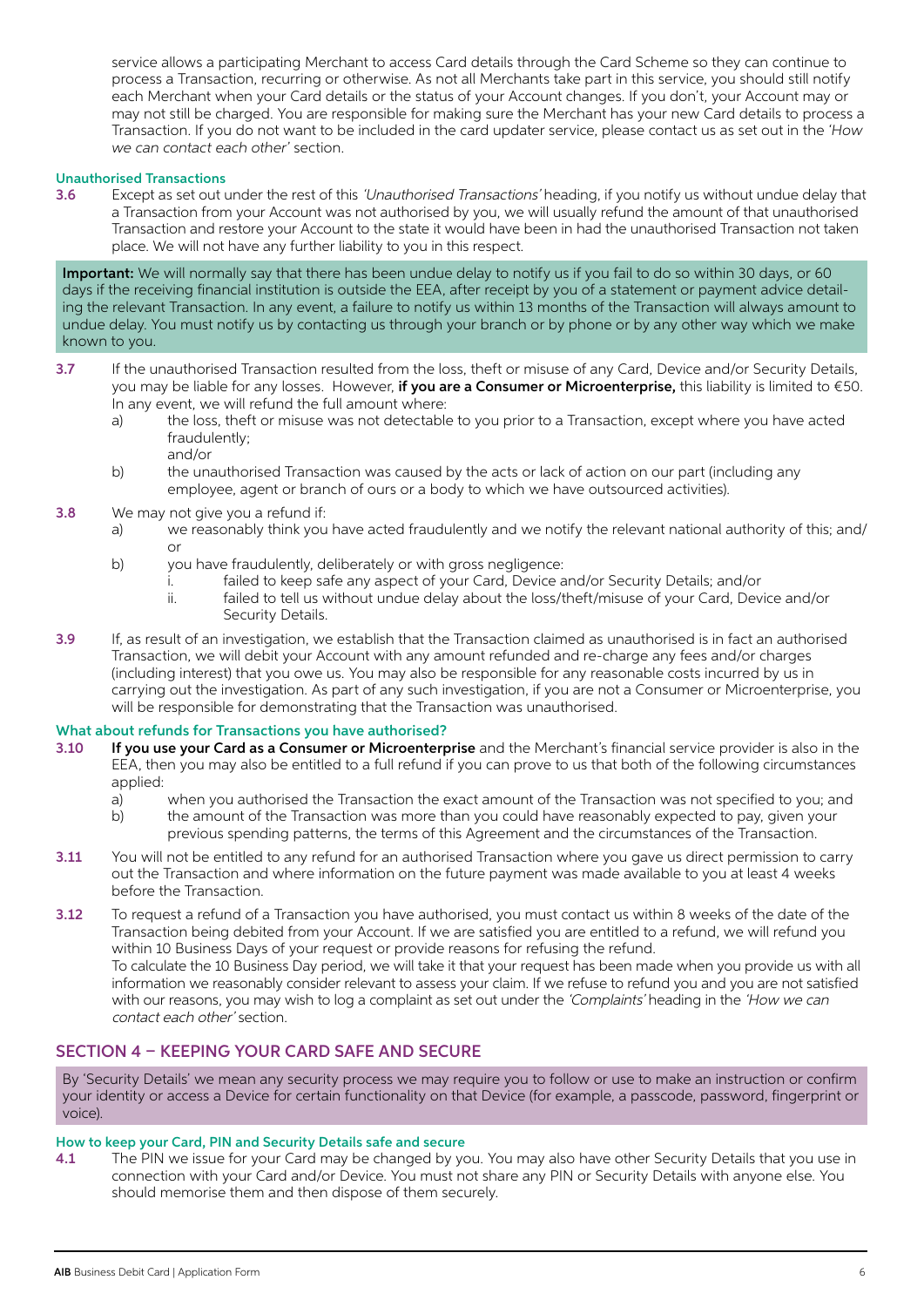service allows a participating Merchant to access Card details through the Card Scheme so they can continue to process a Transaction, recurring or otherwise. As not all Merchants take part in this service, you should still notify each Merchant when your Card details or the status of your Account changes. If you don't, your Account may or may not still be charged. You are responsible for making sure the Merchant has your new Card details to process a Transaction. If you do not want to be included in the card updater service, please contact us as set out in the *'How we can contact each other'* section.

### Unauthorised Transactions

**3.6** Except as set out under the rest of this *'Unauthorised Transactions'* heading, if you notify us without undue delay that a Transaction from your Account was not authorised by you, we will usually refund the amount of that unauthorised Transaction and restore your Account to the state it would have been in had the unauthorised Transaction not taken place. We will not have any further liability to you in this respect.

**Important:** We will normally say that there has been undue delay to notify us if you fail to do so within 30 days, or 60 days if the receiving financial institution is outside the EEA, after receipt by you of a statement or payment advice detailing the relevant Transaction. In any event, a failure to notify us within 13 months of the Transaction will always amount to undue delay. You must notify us by contacting us through your branch or by phone or by any other way which we make known to you.

**3.7** If the unauthorised Transaction resulted from the loss, theft or misuse of any Card, Device and/or Security Details, you may be liable for any losses. However, **if you are a Consumer or Microenterprise,** this liability is limited to €50. In any event, we will refund the full amount where:

- a) the loss, theft or misuse was not detectable to you prior to a Transaction, except where you have acted fraudulently;
  and/or
- b) the unauthorised Transaction was caused by the acts or lack of action on our part (including any employee, agent or branch of ours or a body to which we have outsourced activities).

**3.8** We may not give you a refund if:

- a) we reasonably think you have acted fraudulently and we notify the relevant national authority of this; and/or
- b) you have fraudulently, deliberately or with gross negligence:
  - i. failed to keep safe any aspect of your Card, Device and/or Security Details; and/or
  - ii. failed to tell us without undue delay about the loss/theft/misuse of your Card, Device and/or Security Details.

**3.9** If, as result of an investigation, we establish that the Transaction claimed as unauthorised is in fact an authorised Transaction, we will debit your Account with any amount refunded and re-charge any fees and/or charges (including interest) that you owe us. You may also be responsible for any reasonable costs incurred by us in carrying out the investigation. As part of any such investigation, if you are not a Consumer or Microenterprise, you will be responsible for demonstrating that the Transaction was unauthorised.

### What about refunds for Transactions you have authorised?

**3.10** **If you use your Card as a Consumer or Microenterprise** and the Merchant's financial service provider is also in the EEA, then you may also be entitled to a full refund if you can prove to us that both of the following circumstances applied:

- a) when you authorised the Transaction the exact amount of the Transaction was not specified to you; and
- b) the amount of the Transaction was more than you could have reasonably expected to pay, given your previous spending patterns, the terms of this Agreement and the circumstances of the Transaction.

**3.11** You will not be entitled to any refund for an authorised Transaction where you gave us direct permission to carry out the Transaction and where information on the future payment was made available to you at least 4 weeks before the Transaction.

**3.12** To request a refund of a Transaction you have authorised, you must contact us within 8 weeks of the date of the Transaction being debited from your Account. If we are satisfied you are entitled to a refund, we will refund you within 10 Business Days of your request or provide reasons for refusing the refund.
To calculate the 10 Business Day period, we will take it that your request has been made when you provide us with all information we reasonably consider relevant to assess your claim. If we refuse to refund you and you are not satisfied with our reasons, you may wish to log a complaint as set out under the *'Complaints'* heading in the *'How we can contact each other'* section.

## SECTION 4 – KEEPING YOUR CARD SAFE AND SECURE

By 'Security Details' we mean any security process we may require you to follow or use to make an instruction or confirm your identity or access a Device for certain functionality on that Device (for example, a passcode, password, fingerprint or voice).

### How to keep your Card, PIN and Security Details safe and secure

**4.1** The PIN we issue for your Card may be changed by you. You may also have other Security Details that you use in connection with your Card and/or Device. You must not share any PIN or Security Details with anyone else. You should memorise them and then dispose of them securely.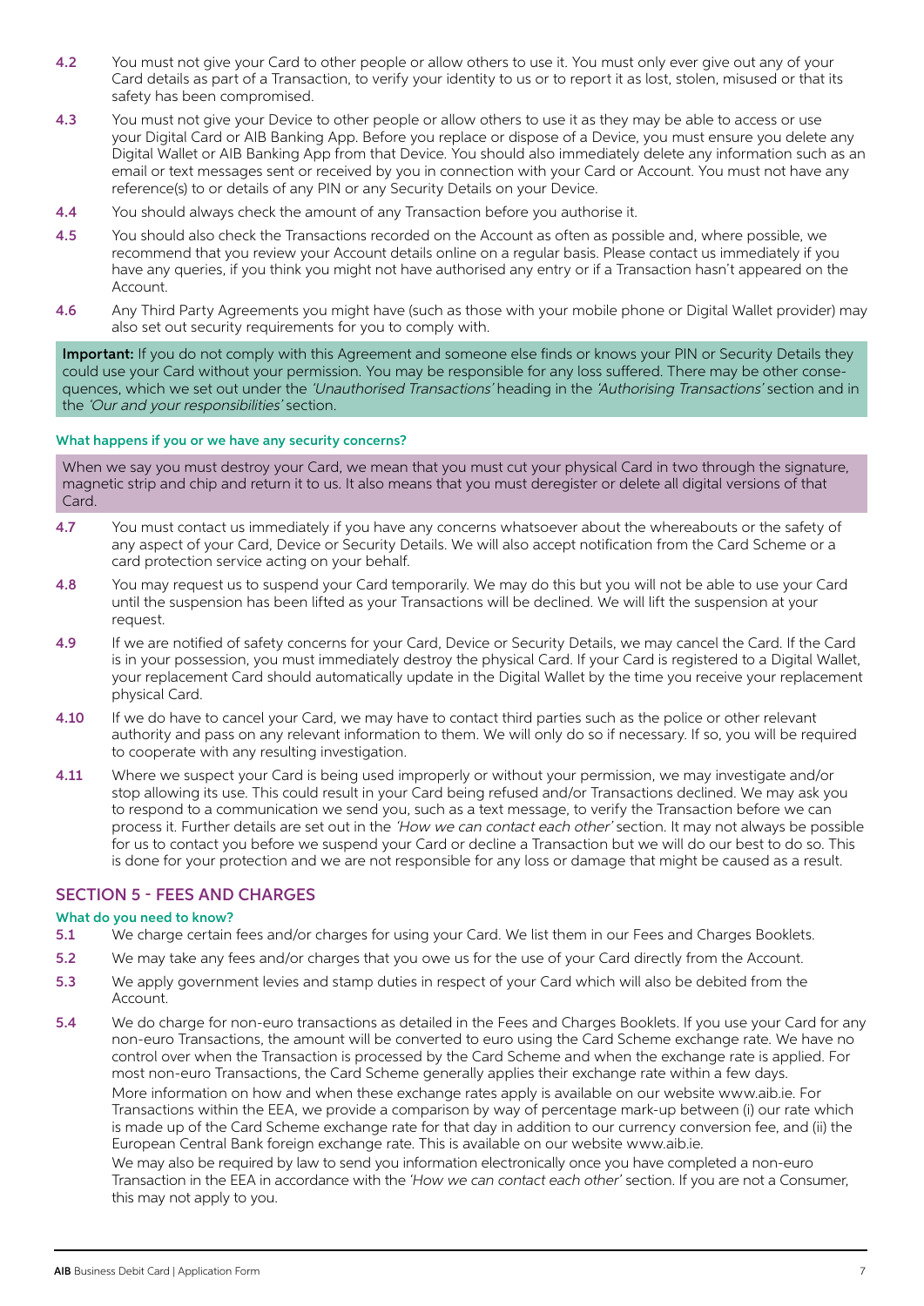**4.2** You must not give your Card to other people or allow others to use it. You must only ever give out any of your Card details as part of a Transaction, to verify your identity to us or to report it as lost, stolen, misused or that its safety has been compromised.

**4.3** You must not give your Device to other people or allow others to use it as they may be able to access or use your Digital Card or AIB Banking App. Before you replace or dispose of a Device, you must ensure you delete any Digital Wallet or AIB Banking App from that Device. You should also immediately delete any information such as an email or text messages sent or received by you in connection with your Card or Account. You must not have any reference(s) to or details of any PIN or any Security Details on your Device.

**4.4** You should always check the amount of any Transaction before you authorise it.

**4.5** You should also check the Transactions recorded on the Account as often as possible and, where possible, we recommend that you review your Account details online on a regular basis. Please contact us immediately if you have any queries, if you think you might not have authorised any entry or if a Transaction hasn't appeared on the Account.

**4.6** Any Third Party Agreements you might have (such as those with your mobile phone or Digital Wallet provider) may also set out security requirements for you to comply with.

**Important:** If you do not comply with this Agreement and someone else finds or knows your PIN or Security Details they could use your Card without your permission. You may be responsible for any loss suffered. There may be other consequences, which we set out under the *'Unauthorised Transactions'* heading in the *'Authorising Transactions'* section and in the *'Our and your responsibilities'* section.

### What happens if you or we have any security concerns?

When we say you must destroy your Card, we mean that you must cut your physical Card in two through the signature, magnetic strip and chip and return it to us. It also means that you must deregister or delete all digital versions of that Card.

**4.7** You must contact us immediately if you have any concerns whatsoever about the whereabouts or the safety of any aspect of your Card, Device or Security Details. We will also accept notification from the Card Scheme or a card protection service acting on your behalf.

**4.8** You may request us to suspend your Card temporarily. We may do this but you will not be able to use your Card until the suspension has been lifted as your Transactions will be declined. We will lift the suspension at your request.

**4.9** If we are notified of safety concerns for your Card, Device or Security Details, we may cancel the Card. If the Card is in your possession, you must immediately destroy the physical Card. If your Card is registered to a Digital Wallet, your replacement Card should automatically update in the Digital Wallet by the time you receive your replacement physical Card.

**4.10** If we do have to cancel your Card, we may have to contact third parties such as the police or other relevant authority and pass on any relevant information to them. We will only do so if necessary. If so, you will be required to cooperate with any resulting investigation.

**4.11** Where we suspect your Card is being used improperly or without your permission, we may investigate and/or stop allowing its use. This could result in your Card being refused and/or Transactions declined. We may ask you to respond to a communication we send you, such as a text message, to verify the Transaction before we can process it. Further details are set out in the *'How we can contact each other'* section. It may not always be possible for us to contact you before we suspend your Card or decline a Transaction but we will do our best to do so. This is done for your protection and we are not responsible for any loss or damage that might be caused as a result.

## SECTION 5 - FEES AND CHARGES

### What do you need to know?

**5.1** We charge certain fees and/or charges for using your Card. We list them in our Fees and Charges Booklets.

**5.2** We may take any fees and/or charges that you owe us for the use of your Card directly from the Account.

**5.3** We apply government levies and stamp duties in respect of your Card which will also be debited from the Account.

**5.4** We do charge for non-euro transactions as detailed in the Fees and Charges Booklets. If you use your Card for any non-euro Transactions, the amount will be converted to euro using the Card Scheme exchange rate. We have no control over when the Transaction is processed by the Card Scheme and when the exchange rate is applied. For most non-euro Transactions, the Card Scheme generally applies their exchange rate within a few days.

More information on how and when these exchange rates apply is available on our website www.aib.ie. For Transactions within the EEA, we provide a comparison by way of percentage mark-up between (i) our rate which is made up of the Card Scheme exchange rate for that day in addition to our currency conversion fee, and (ii) the European Central Bank foreign exchange rate. This is available on our website www.aib.ie.

We may also be required by law to send you information electronically once you have completed a non-euro Transaction in the EEA in accordance with the *'How we can contact each other'* section. If you are not a Consumer, this may not apply to you.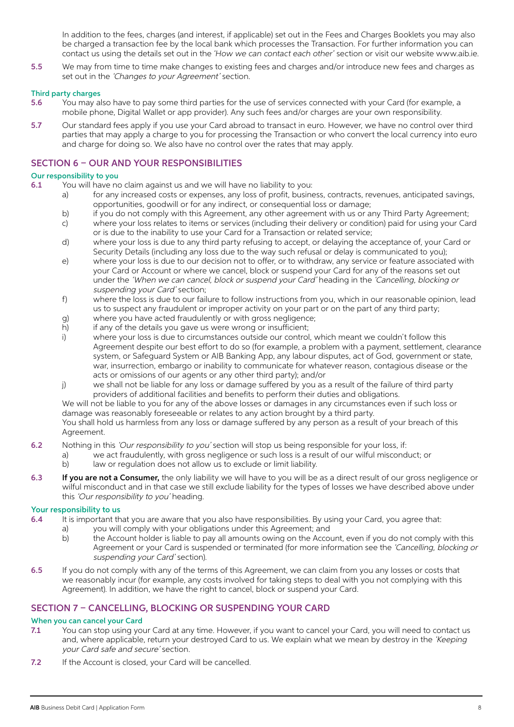In addition to the fees, charges (and interest, if applicable) set out in the Fees and Charges Booklets you may also be charged a transaction fee by the local bank which processes the Transaction. For further information you can contact us using the details set out in the *'How we can contact each other'* section or visit our website www.aib.ie.

**5.5** We may from time to time make changes to existing fees and charges and/or introduce new fees and charges as set out in the *'Changes to your Agreement'* section.

### Third party charges

**5.6** You may also have to pay some third parties for the use of services connected with your Card (for example, a mobile phone, Digital Wallet or app provider). Any such fees and/or charges are your own responsibility.

**5.7** Our standard fees apply if you use your Card abroad to transact in euro. However, we have no control over third parties that may apply a charge to you for processing the Transaction or who convert the local currency into euro and charge for doing so. We also have no control over the rates that may apply.

## SECTION 6 – OUR AND YOUR RESPONSIBILITIES

### Our responsibility to you

**6.1** You will have no claim against us and we will have no liability to you:

a) for any increased costs or expenses, any loss of profit, business, contracts, revenues, anticipated savings, opportunities, goodwill or for any indirect, or consequential loss or damage;

b) if you do not comply with this Agreement, any other agreement with us or any Third Party Agreement;

c) where your loss relates to items or services (including their delivery or condition) paid for using your Card or is due to the inability to use your Card for a Transaction or related service;

d) where your loss is due to any third party refusing to accept, or delaying the acceptance of, your Card or Security Details (including any loss due to the way such refusal or delay is communicated to you);

e) where your loss is due to our decision not to offer, or to withdraw, any service or feature associated with your Card or Account or where we cancel, block or suspend your Card for any of the reasons set out under the *'When we can cancel, block or suspend your Card'* heading in the *'Cancelling, blocking or suspending your Card'* section;

f) where the loss is due to our failure to follow instructions from you, which in our reasonable opinion, lead us to suspect any fraudulent or improper activity on your part or on the part of any third party;

g) where you have acted fraudulently or with gross negligence;

h) if any of the details you gave us were wrong or insufficient;

i) where your loss is due to circumstances outside our control, which meant we couldn't follow this Agreement despite our best effort to do so (for example, a problem with a payment, settlement, clearance system, or Safeguard System or AIB Banking App, any labour disputes, act of God, government or state, war, insurrection, embargo or inability to communicate for whatever reason, contagious disease or the acts or omissions of our agents or any other third party); and/or

j) we shall not be liable for any loss or damage suffered by you as a result of the failure of third party providers of additional facilities and benefits to perform their duties and obligations.

We will not be liable to you for any of the above losses or damages in any circumstances even if such loss or damage was reasonably foreseeable or relates to any action brought by a third party.

You shall hold us harmless from any loss or damage suffered by any person as a result of your breach of this Agreement.

**6.2** Nothing in this *'Our responsibility to you'* section will stop us being responsible for your loss, if:

a) we act fraudulently, with gross negligence or such loss is a result of our wilful misconduct; or

b) law or regulation does not allow us to exclude or limit liability.

**6.3** **If you are not a Consumer,** the only liability we will have to you will be as a direct result of our gross negligence or wilful misconduct and in that case we still exclude liability for the types of losses we have described above under this *'Our responsibility to you'* heading.

### Your responsibility to us

**6.4** It is important that you are aware that you also have responsibilities. By using your Card, you agree that:

a) you will comply with your obligations under this Agreement; and

b) the Account holder is liable to pay all amounts owing on the Account, even if you do not comply with this Agreement or your Card is suspended or terminated (for more information see the *'Cancelling, blocking or suspending your Card'* section).

**6.5** If you do not comply with any of the terms of this Agreement, we can claim from you any losses or costs that we reasonably incur (for example, any costs involved for taking steps to deal with you not complying with this Agreement). In addition, we have the right to cancel, block or suspend your Card.

## SECTION 7 – CANCELLING, BLOCKING OR SUSPENDING YOUR CARD

### When you can cancel your Card

**7.1** You can stop using your Card at any time. However, if you want to cancel your Card, you will need to contact us and, where applicable, return your destroyed Card to us. We explain what we mean by destroy in the *'Keeping your Card safe and secure'* section.

**7.2** If the Account is closed, your Card will be cancelled.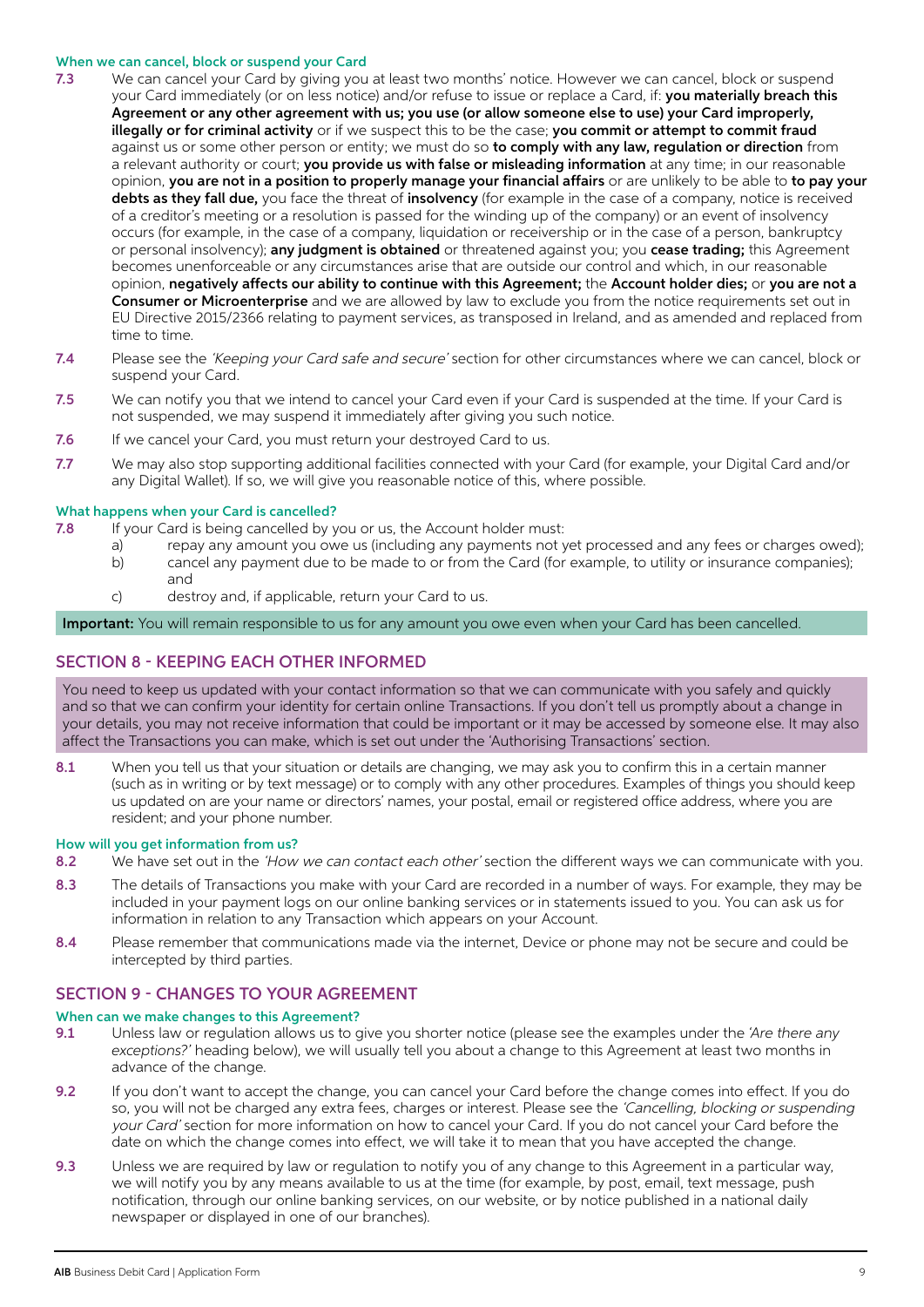### When we can cancel, block or suspend your Card

**7.3** We can cancel your Card by giving you at least two months' notice. However we can cancel, block or suspend your Card immediately (or on less notice) and/or refuse to issue or replace a Card, if: **you materially breach this Agreement or any other agreement with us; you use (or allow someone else to use) your Card improperly, illegally or for criminal activity** or if we suspect this to be the case; **you commit or attempt to commit fraud** against us or some other person or entity; we must do so **to comply with any law, regulation or direction** from a relevant authority or court; **you provide us with false or misleading information** at any time; in our reasonable opinion, **you are not in a position to properly manage your financial affairs** or are unlikely to be able to **to pay your debts as they fall due,** you face the threat of **insolvency** (for example in the case of a company, notice is received of a creditor's meeting or a resolution is passed for the winding up of the company) or an event of insolvency occurs (for example, in the case of a company, liquidation or receivership or in the case of a person, bankruptcy or personal insolvency); **any judgment is obtained** or threatened against you; you **cease trading;** this Agreement becomes unenforceable or any circumstances arise that are outside our control and which, in our reasonable opinion, **negatively affects our ability to continue with this Agreement;** the **Account holder dies;** or **you are not a Consumer or Microenterprise** and we are allowed by law to exclude you from the notice requirements set out in EU Directive 2015/2366 relating to payment services, as transposed in Ireland, and as amended and replaced from time to time.

**7.4** Please see the *'Keeping your Card safe and secure'* section for other circumstances where we can cancel, block or suspend your Card.

**7.5** We can notify you that we intend to cancel your Card even if your Card is suspended at the time. If your Card is not suspended, we may suspend it immediately after giving you such notice.

**7.6** If we cancel your Card, you must return your destroyed Card to us.

**7.7** We may also stop supporting additional facilities connected with your Card (for example, your Digital Card and/or any Digital Wallet). If so, we will give you reasonable notice of this, where possible.

### What happens when your Card is cancelled?

**7.8** If your Card is being cancelled by you or us, the Account holder must:

a) repay any amount you owe us (including any payments not yet processed and any fees or charges owed);

b) cancel any payment due to be made to or from the Card (for example, to utility or insurance companies); and

c) destroy and, if applicable, return your Card to us.

**Important:** You will remain responsible to us for any amount you owe even when your Card has been cancelled.

## SECTION 8 - KEEPING EACH OTHER INFORMED

You need to keep us updated with your contact information so that we can communicate with you safely and quickly and so that we can confirm your identity for certain online Transactions. If you don't tell us promptly about a change in your details, you may not receive information that could be important or it may be accessed by someone else. It may also affect the Transactions you can make, which is set out under the 'Authorising Transactions' section.

**8.1** When you tell us that your situation or details are changing, we may ask you to confirm this in a certain manner (such as in writing or by text message) or to comply with any other procedures. Examples of things you should keep us updated on are your name or directors' names, your postal, email or registered office address, where you are resident; and your phone number.

### How will you get information from us?

**8.2** We have set out in the *'How we can contact each other'* section the different ways we can communicate with you.

**8.3** The details of Transactions you make with your Card are recorded in a number of ways. For example, they may be included in your payment logs on our online banking services or in statements issued to you. You can ask us for information in relation to any Transaction which appears on your Account.

**8.4** Please remember that communications made via the internet, Device or phone may not be secure and could be intercepted by third parties.

## SECTION 9 - CHANGES TO YOUR AGREEMENT

### When can we make changes to this Agreement?

**9.1** Unless law or regulation allows us to give you shorter notice (please see the examples under the *'Are there any exceptions?'* heading below), we will usually tell you about a change to this Agreement at least two months in advance of the change.

**9.2** If you don't want to accept the change, you can cancel your Card before the change comes into effect. If you do so, you will not be charged any extra fees, charges or interest. Please see the *'Cancelling, blocking or suspending your Card'* section for more information on how to cancel your Card. If you do not cancel your Card before the date on which the change comes into effect, we will take it to mean that you have accepted the change.

**9.3** Unless we are required by law or regulation to notify you of any change to this Agreement in a particular way, we will notify you by any means available to us at the time (for example, by post, email, text message, push notification, through our online banking services, on our website, or by notice published in a national daily newspaper or displayed in one of our branches).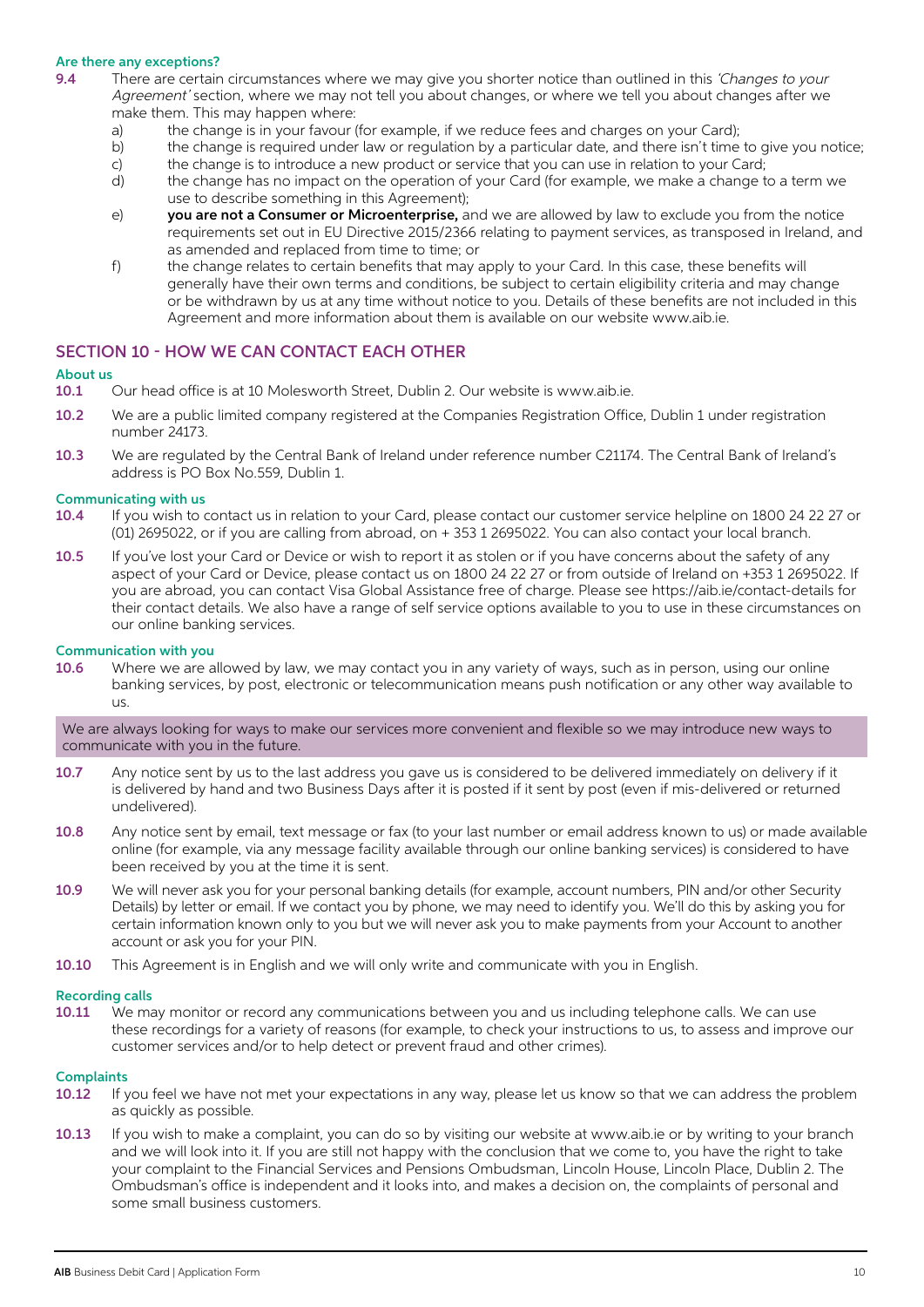### Are there any exceptions?

**9.4** There are certain circumstances where we may give you shorter notice than outlined in this *'Changes to your Agreement'* section, where we may not tell you about changes, or where we tell you about changes after we make them. This may happen where:

a) the change is in your favour (for example, if we reduce fees and charges on your Card);

b) the change is required under law or regulation by a particular date, and there isn't time to give you notice;

c) the change is to introduce a new product or service that you can use in relation to your Card;

d) the change has no impact on the operation of your Card (for example, we make a change to a term we use to describe something in this Agreement);

e) **you are not a Consumer or Microenterprise,** and we are allowed by law to exclude you from the notice requirements set out in EU Directive 2015/2366 relating to payment services, as transposed in Ireland, and as amended and replaced from time to time; or

f) the change relates to certain benefits that may apply to your Card. In this case, these benefits will generally have their own terms and conditions, be subject to certain eligibility criteria and may change or be withdrawn by us at any time without notice to you. Details of these benefits are not included in this Agreement and more information about them is available on our website www.aib.ie.

## SECTION 10 - HOW WE CAN CONTACT EACH OTHER

### About us

**10.1** Our head office is at 10 Molesworth Street, Dublin 2. Our website is www.aib.ie.

**10.2** We are a public limited company registered at the Companies Registration Office, Dublin 1 under registration number 24173.

**10.3** We are regulated by the Central Bank of Ireland under reference number C21174. The Central Bank of Ireland's address is PO Box No.559, Dublin 1.

### Communicating with us

**10.4** If you wish to contact us in relation to your Card, please contact our customer service helpline on 1800 24 22 27 or (01) 2695022, or if you are calling from abroad, on + 353 1 2695022. You can also contact your local branch.

**10.5** If you've lost your Card or Device or wish to report it as stolen or if you have concerns about the safety of any aspect of your Card or Device, please contact us on 1800 24 22 27 or from outside of Ireland on +353 1 2695022. If you are abroad, you can contact Visa Global Assistance free of charge. Please see https://aib.ie/contact-details for their contact details. We also have a range of self service options available to you to use in these circumstances on our online banking services.

### Communication with you

**10.6** Where we are allowed by law, we may contact you in any variety of ways, such as in person, using our online banking services, by post, electronic or telecommunication means push notification or any other way available to us.

We are always looking for ways to make our services more convenient and flexible so we may introduce new ways to communicate with you in the future.

**10.7** Any notice sent by us to the last address you gave us is considered to be delivered immediately on delivery if it is delivered by hand and two Business Days after it is posted if it sent by post (even if mis-delivered or returned undelivered).

**10.8** Any notice sent by email, text message or fax (to your last number or email address known to us) or made available online (for example, via any message facility available through our online banking services) is considered to have been received by you at the time it is sent.

**10.9** We will never ask you for your personal banking details (for example, account numbers, PIN and/or other Security Details) by letter or email. If we contact you by phone, we may need to identify you. We'll do this by asking you for certain information known only to you but we will never ask you to make payments from your Account to another account or ask you for your PIN.

**10.10** This Agreement is in English and we will only write and communicate with you in English.

### Recording calls

**10.11** We may monitor or record any communications between you and us including telephone calls. We can use these recordings for a variety of reasons (for example, to check your instructions to us, to assess and improve our customer services and/or to help detect or prevent fraud and other crimes).

### Complaints

**10.12** If you feel we have not met your expectations in any way, please let us know so that we can address the problem as quickly as possible.

**10.13** If you wish to make a complaint, you can do so by visiting our website at www.aib.ie or by writing to your branch and we will look into it. If you are still not happy with the conclusion that we come to, you have the right to take your complaint to the Financial Services and Pensions Ombudsman, Lincoln House, Lincoln Place, Dublin 2. The Ombudsman's office is independent and it looks into, and makes a decision on, the complaints of personal and some small business customers.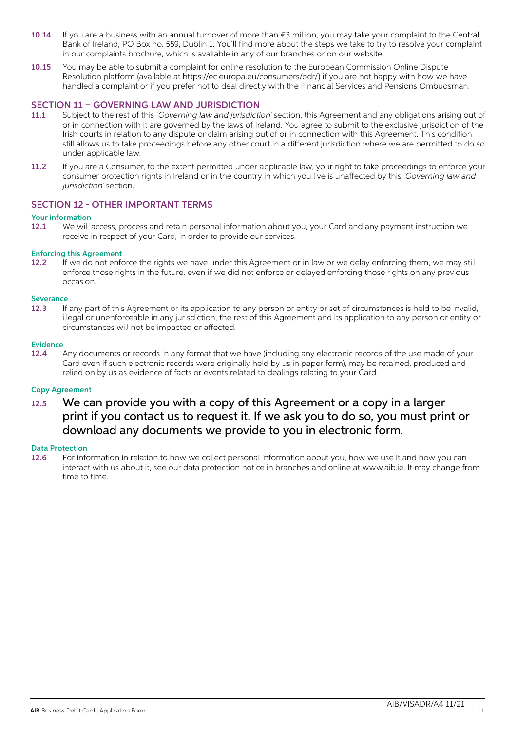**10.14** If you are a business with an annual turnover of more than €3 million, you may take your complaint to the Central Bank of Ireland, PO Box no. 559, Dublin 1. You'll find more about the steps we take to try to resolve your complaint in our complaints brochure, which is available in any of our branches or on our website.

**10.15** You may be able to submit a complaint for online resolution to the European Commission Online Dispute Resolution platform (available at https://ec.europa.eu/consumers/odr/) if you are not happy with how we have handled a complaint or if you prefer not to deal directly with the Financial Services and Pensions Ombudsman.

## SECTION 11 – GOVERNING LAW AND JURISDICTION

**11.1** Subject to the rest of this *'Governing law and jurisdiction'* section, this Agreement and any obligations arising out of or in connection with it are governed by the laws of Ireland. You agree to submit to the exclusive jurisdiction of the Irish courts in relation to any dispute or claim arising out of or in connection with this Agreement. This condition still allows us to take proceedings before any other court in a different jurisdiction where we are permitted to do so under applicable law.

**11.2** If you are a Consumer, to the extent permitted under applicable law, your right to take proceedings to enforce your consumer protection rights in Ireland or in the country in which you live is unaffected by this *'Governing law and jurisdiction'* section.

## SECTION 12 - OTHER IMPORTANT TERMS

### Your information

**12.1** We will access, process and retain personal information about you, your Card and any payment instruction we receive in respect of your Card, in order to provide our services.

### Enforcing this Agreement

**12.2** If we do not enforce the rights we have under this Agreement or in law or we delay enforcing them, we may still enforce those rights in the future, even if we did not enforce or delayed enforcing those rights on any previous occasion.

### Severance

**12.3** If any part of this Agreement or its application to any person or entity or set of circumstances is held to be invalid, illegal or unenforceable in any jurisdiction, the rest of this Agreement and its application to any person or entity or circumstances will not be impacted or affected.

### Evidence

**12.4** Any documents or records in any format that we have (including any electronic records of the use made of your Card even if such electronic records were originally held by us in paper form), may be retained, produced and relied on by us as evidence of facts or events related to dealings relating to your Card.

### Copy Agreement

12.5 We can provide you with a copy of this Agreement or a copy in a larger print if you contact us to request it. If we ask you to do so, you must print or download any documents we provide to you in electronic form.

### Data Protection

**12.6** For information in relation to how we collect personal information about you, how we use it and how you can interact with us about it, see our data protection notice in branches and online at www.aib.ie. It may change from time to time.

AIB/VISADR/A4 11/21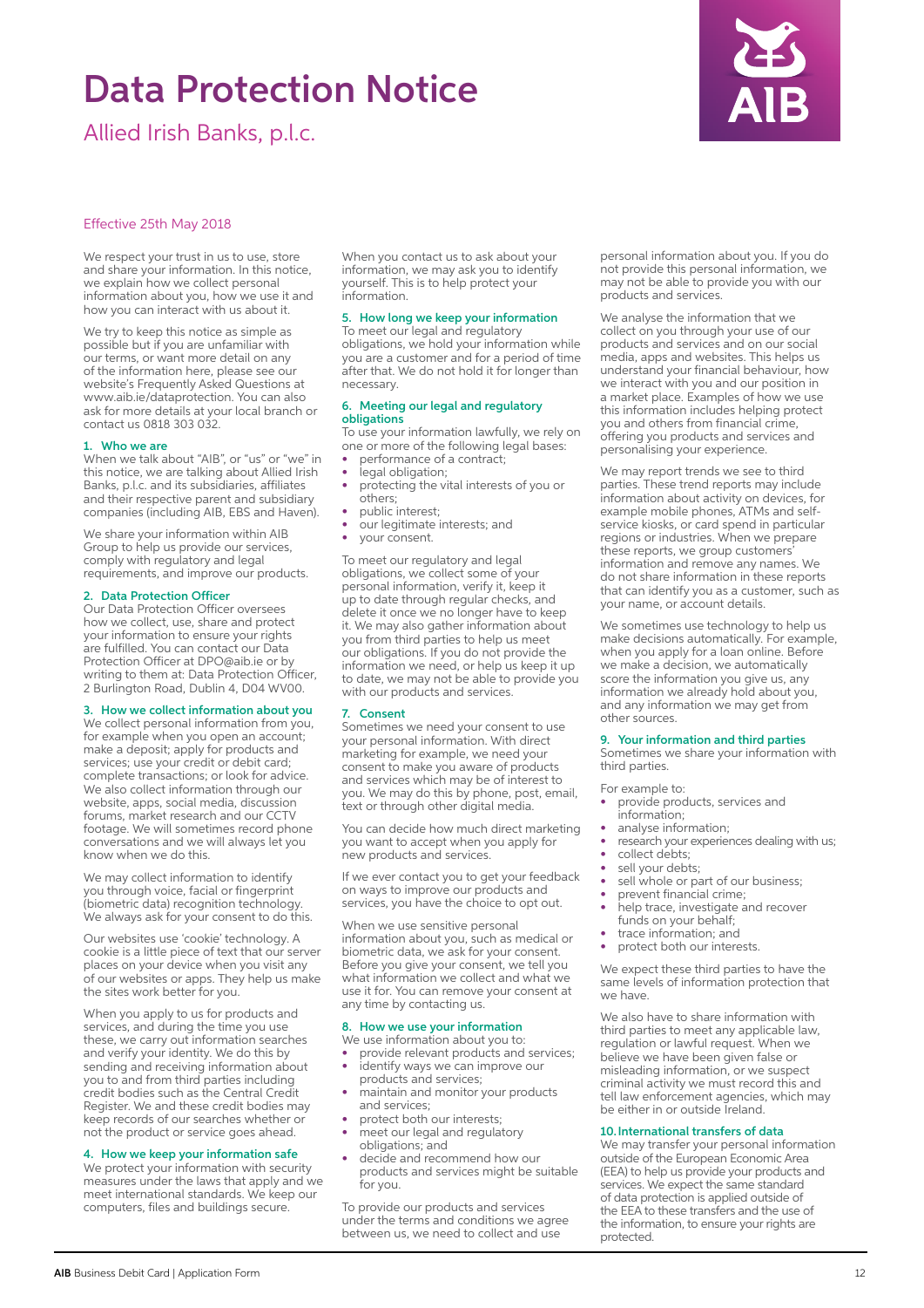# Data Protection Notice

## Allied Irish Banks, p.l.c.

Effective 25th May 2018

We respect your trust in us to use, store and share your information. In this notice, we explain how we collect personal information about you, how we use it and how you can interact with us about it.

We try to keep this notice as simple as possible but if you are unfamiliar with our terms, or want more detail on any of the information here, please see our website's Frequently Asked Questions at www.aib.ie/dataprotection. You can also ask for more details at your local branch or contact us 0818 303 032.

### 1. Who we are

When we talk about "AIB", or "us" or "we" in this notice, we are talking about Allied Irish Banks, p.l.c. and its subsidiaries, affiliates and their respective parent and subsidiary companies (including AIB, EBS and Haven).

We share your information within AIB Group to help us provide our services, comply with regulatory and legal requirements, and improve our products.

### 2. Data Protection Officer

Our Data Protection Officer oversees how we collect, use, share and protect your information to ensure your rights are fulfilled. You can contact our Data Protection Officer at DPO@aib.ie or by writing to them at: Data Protection Officer, 2 Burlington Road, Dublin 4, D04 WV00.

### 3. How we collect information about you

We collect personal information from you, for example when you open an account; make a deposit; apply for products and services; use your credit or debit card; complete transactions; or look for advice. We also collect information through our website, apps, social media, discussion forums, market research and our CCTV footage. We will sometimes record phone conversations and we will always let you know when we do this.

We may collect information to identify you through voice, facial or fingerprint (biometric data) recognition technology. We always ask for your consent to do this.

Our websites use 'cookie' technology. A cookie is a little piece of text that our server places on your device when you visit any of our websites or apps. They help us make the sites work better for you.

When you apply to us for products and services, and during the time you use these, we carry out information searches and verify your identity. We do this by sending and receiving information about you to and from third parties including credit bodies such as the Central Credit Register. We and these credit bodies may keep records of our searches whether or not the product or service goes ahead.

### 4. How we keep your information safe

We protect your information with security measures under the laws that apply and we meet international standards. We keep our computers, files and buildings secure.

When you contact us to ask about your information, we may ask you to identify yourself. This is to help protect your information.

### 5. How long we keep your information

To meet our legal and regulatory obligations, we hold your information while you are a customer and for a period of time after that. We do not hold it for longer than necessary.

### 6. Meeting our legal and regulatory obligations

To use your information lawfully, we rely on one or more of the following legal bases:

- performance of a contract;
- legal obligation;
- protecting the vital interests of you or others;
- public interest;
- our legitimate interests; and
- your consent.

To meet our regulatory and legal obligations, we collect some of your personal information, verify it, keep it up to date through regular checks, and delete it once we no longer have to keep it. We may also gather information about you from third parties to help us meet our obligations. If you do not provide the information we need, or help us keep it up to date, we may not be able to provide you with our products and services.

### 7. Consent

Sometimes we need your consent to use your personal information. With direct marketing for example, we need your consent to make you aware of products and services which may be of interest to you. We may do this by phone, post, email, text or through other digital media.

You can decide how much direct marketing you want to accept when you apply for new products and services.

If we ever contact you to get your feedback on ways to improve our products and services, you have the choice to opt out.

When we use sensitive personal information about you, such as medical or biometric data, we ask for your consent. Before you give your consent, we tell you what information we collect and what we use it for. You can remove your consent at any time by contacting us.

### 8. How we use your information

We use information about you to:

- provide relevant products and services;
- identify ways we can improve our products and services;
- maintain and monitor your products and services;
- protect both our interests;
- meet our legal and regulatory obligations; and
- decide and recommend how our products and services might be suitable for you.

To provide our products and services under the terms and conditions we agree between us, we need to collect and use personal information about you. If you do not provide this personal information, we may not be able to provide you with our products and services.

We analyse the information that we collect on you through your use of our products and services and on our social media, apps and websites. This helps us understand your financial behaviour, how we interact with you and our position in a market place. Examples of how we use this information includes helping protect you and others from financial crime, offering you products and services and personalising your experience.

We may report trends we see to third parties. These trend reports may include information about activity on devices, for example mobile phones, ATMs and self-service kiosks, or card spend in particular regions or industries. When we prepare these reports, we group customers' information and remove any names. We do not share information in these reports that can identify you as a customer, such as your name, or account details.

We sometimes use technology to help us make decisions automatically. For example, when you apply for a loan online. Before we make a decision, we automatically score the information you give us, any information we already hold about you, and any information we may get from other sources.

### 9. Your information and third parties

Sometimes we share your information with third parties.

For example to:

- provide products, services and information;
- analyse information;
- research your experiences dealing with us;
- collect debts;
- sell your debts;
- sell whole or part of our business;
- prevent financial crime;
- help trace, investigate and recover funds on your behalf;
- trace information; and
- protect both our interests.

We expect these third parties to have the same levels of information protection that we have.

We also have to share information with third parties to meet any applicable law, regulation or lawful request. When we believe we have been given false or misleading information, or we suspect criminal activity we must record this and tell law enforcement agencies, which may be either in or outside Ireland.

### 10. International transfers of data

We may transfer your personal information outside of the European Economic Area (EEA) to help us provide your products and services. We expect the same standard of data protection is applied outside of the EEA to these transfers and the use of the information, to ensure your rights are protected.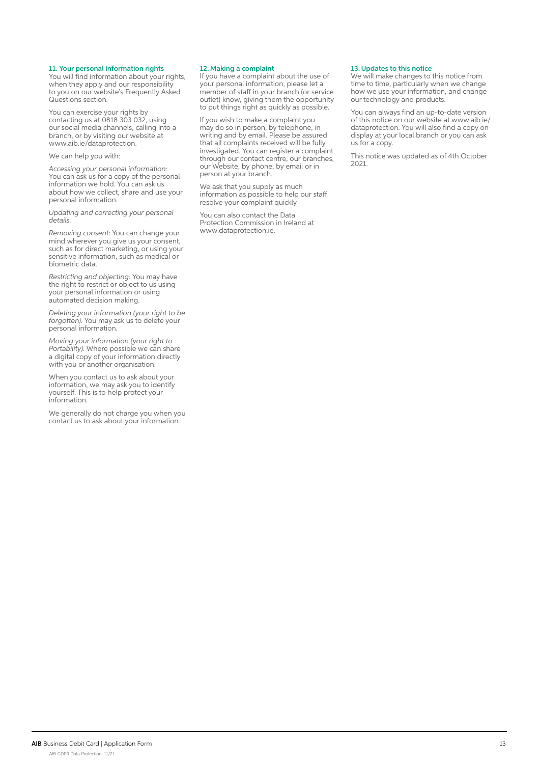## 11. Your personal information rights

You will find information about your rights, when they apply and our responsibility to you on our website's Frequently Asked Questions section.

You can exercise your rights by contacting us at 0818 303 032, using our social media channels, calling into a branch, or by visiting our website at www.aib.ie/dataprotection.

We can help you with:

*Accessing your personal information:* You can ask us for a copy of the personal information we hold. You can ask us about how we collect, share and use your personal information.

*Updating and correcting your personal details.*

*Removing consent:* You can change your mind wherever you give us your consent, such as for direct marketing, or using your sensitive information, such as medical or biometric data.

*Restricting and objecting:* You may have the right to restrict or object to us using your personal information or using automated decision making.

*Deleting your information (your right to be forgotten).* You may ask us to delete your personal information.

*Moving your information (your right to Portability).* Where possible we can share a digital copy of your information directly with you or another organisation.

When you contact us to ask about your information, we may ask you to identify yourself. This is to help protect your information.

We generally do not charge you when you contact us to ask about your information.

## 12. Making a complaint

If you have a complaint about the use of your personal information, please let a member of staff in your branch (or service outlet) know, giving them the opportunity to put things right as quickly as possible.

If you wish to make a complaint you may do so in person, by telephone, in writing and by email. Please be assured that all complaints received will be fully investigated. You can register a complaint through our contact centre, our branches, our Website, by phone, by email or in person at your branch.

We ask that you supply as much information as possible to help our staff resolve your complaint quickly

You can also contact the Data Protection Commission in Ireland at www.dataprotection.ie.

## 13. Updates to this notice

We will make changes to this notice from time to time, particularly when we change how we use your information, and change our technology and products.

You can always find an up-to-date version of this notice on our website at www.aib.ie/dataprotection. You will also find a copy on display at your local branch or you can ask us for a copy.

This notice was updated as of 4th October 2021.

AIB GDPR Data Protection 11/21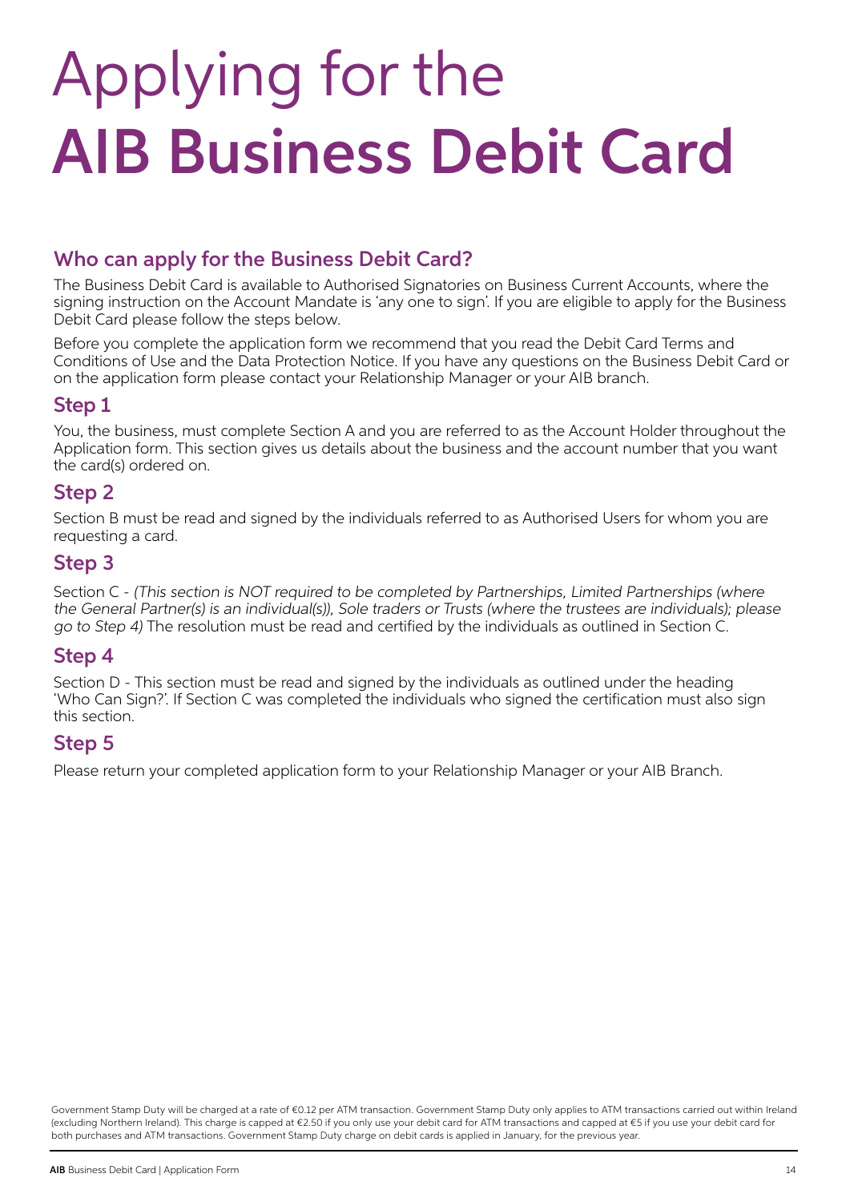# Applying for the **AIB Business Debit Card**

## Who can apply for the Business Debit Card?

The Business Debit Card is available to Authorised Signatories on Business Current Accounts, where the signing instruction on the Account Mandate is 'any one to sign'. If you are eligible to apply for the Business Debit Card please follow the steps below.

Before you complete the application form we recommend that you read the Debit Card Terms and Conditions of Use and the Data Protection Notice. If you have any questions on the Business Debit Card or on the application form please contact your Relationship Manager or your AIB branch.

## Step 1

You, the business, must complete Section A and you are referred to as the Account Holder throughout the Application form. This section gives us details about the business and the account number that you want the card(s) ordered on.

## Step 2

Section B must be read and signed by the individuals referred to as Authorised Users for whom you are requesting a card.

## Step 3

Section C - *(This section is NOT required to be completed by Partnerships, Limited Partnerships (where the General Partner(s) is an individual(s)), Sole traders or Trusts (where the trustees are individuals); please go to Step 4)* The resolution must be read and certified by the individuals as outlined in Section C.

## Step 4

Section D - This section must be read and signed by the individuals as outlined under the heading 'Who Can Sign?'. If Section C was completed the individuals who signed the certification must also sign this section.

## Step 5

Please return your completed application form to your Relationship Manager or your AIB Branch.

Government Stamp Duty will be charged at a rate of €0.12 per ATM transaction. Government Stamp Duty only applies to ATM transactions carried out within Ireland (excluding Northern Ireland). This charge is capped at €2.50 if you only use your debit card for ATM transactions and capped at €5 if you use your debit card for both purchases and ATM transactions. Government Stamp Duty charge on debit cards is applied in January, for the previous year.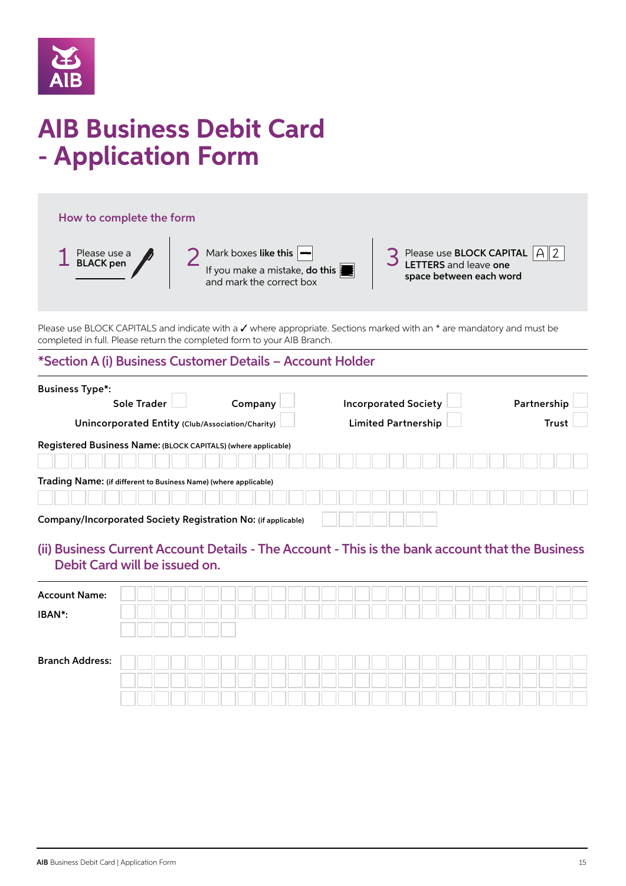# AIB Business Debit Card - Application Form

## How to complete the form

1. Please use a **BLACK pen**
2. Mark boxes **like this** ☐ If you make a mistake, **do this** ■ and mark the correct box
3. Please use **BLOCK CAPITAL LETTERS** and leave **one space between each word** A 2

Please use BLOCK CAPITALS and indicate with a ✓ where appropriate. Sections marked with an * are mandatory and must be completed in full. Please return the completed form to your AIB Branch.

## *Section A (i) Business Customer Details – Account Holder

**Business Type*:**

Sole Trader ☐ Company ☐ Incorporated Society ☐ Partnership ☐

Unincorporated Entity (Club/Association/Charity) ☐ Limited Partnership ☐ Trust ☐

**Registered Business Name:** (BLOCK CAPITALS) (where applicable)

**Trading Name:** (if different to Business Name) (where applicable)

**Company/Incorporated Society Registration No:** (if applicable)

## (ii) Business Current Account Details - The Account - This is the bank account that the Business Debit Card will be issued on.

**Account Name:**

**IBAN*:**

**Branch Address:**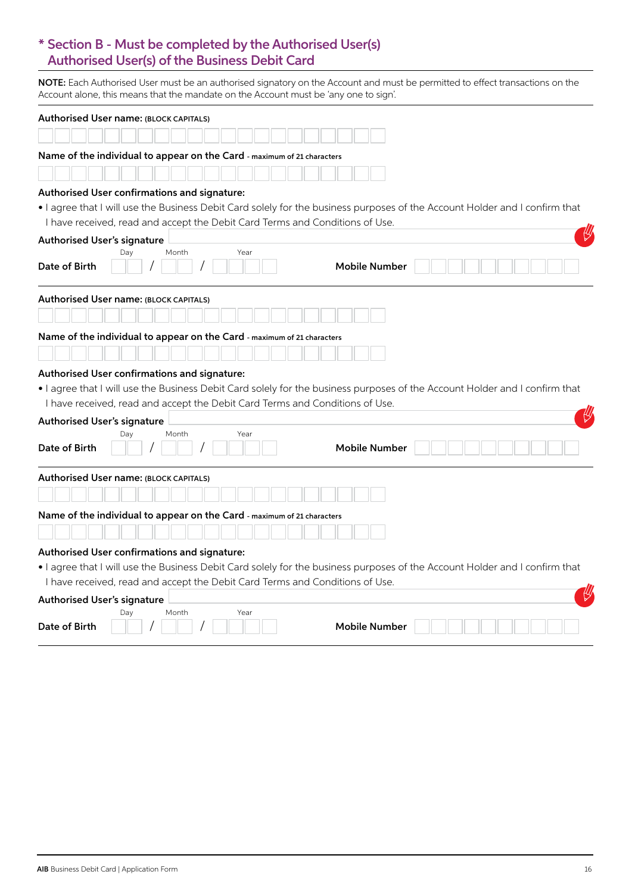## * Section B - Must be completed by the Authorised User(s) Authorised User(s) of the Business Debit Card

**NOTE:** Each Authorised User must be an authorised signatory on the Account and must be permitted to effect transactions on the Account alone, this means that the mandate on the Account must be 'any one to sign'.

**Authorised User name:** (BLOCK CAPITALS)

**Name of the individual to appear on the Card** - maximum of 21 characters

**Authorised User confirmations and signature:**

- I agree that I will use the Business Debit Card solely for the business purposes of the Account Holder and I confirm that I have received, read and accept the Debit Card Terms and Conditions of Use.

**Authorised User's signature**

**Date of Birth** Day / Month / Year **Mobile Number**

---

**Authorised User name:** (BLOCK CAPITALS)

**Name of the individual to appear on the Card** - maximum of 21 characters

**Authorised User confirmations and signature:**

- I agree that I will use the Business Debit Card solely for the business purposes of the Account Holder and I confirm that I have received, read and accept the Debit Card Terms and Conditions of Use.

**Authorised User's signature**

**Date of Birth** Day / Month / Year **Mobile Number**

---

**Authorised User name:** (BLOCK CAPITALS)

**Name of the individual to appear on the Card** - maximum of 21 characters

**Authorised User confirmations and signature:**

- I agree that I will use the Business Debit Card solely for the business purposes of the Account Holder and I confirm that I have received, read and accept the Debit Card Terms and Conditions of Use.

**Authorised User's signature**

**Date of Birth** Day / Month / Year **Mobile Number**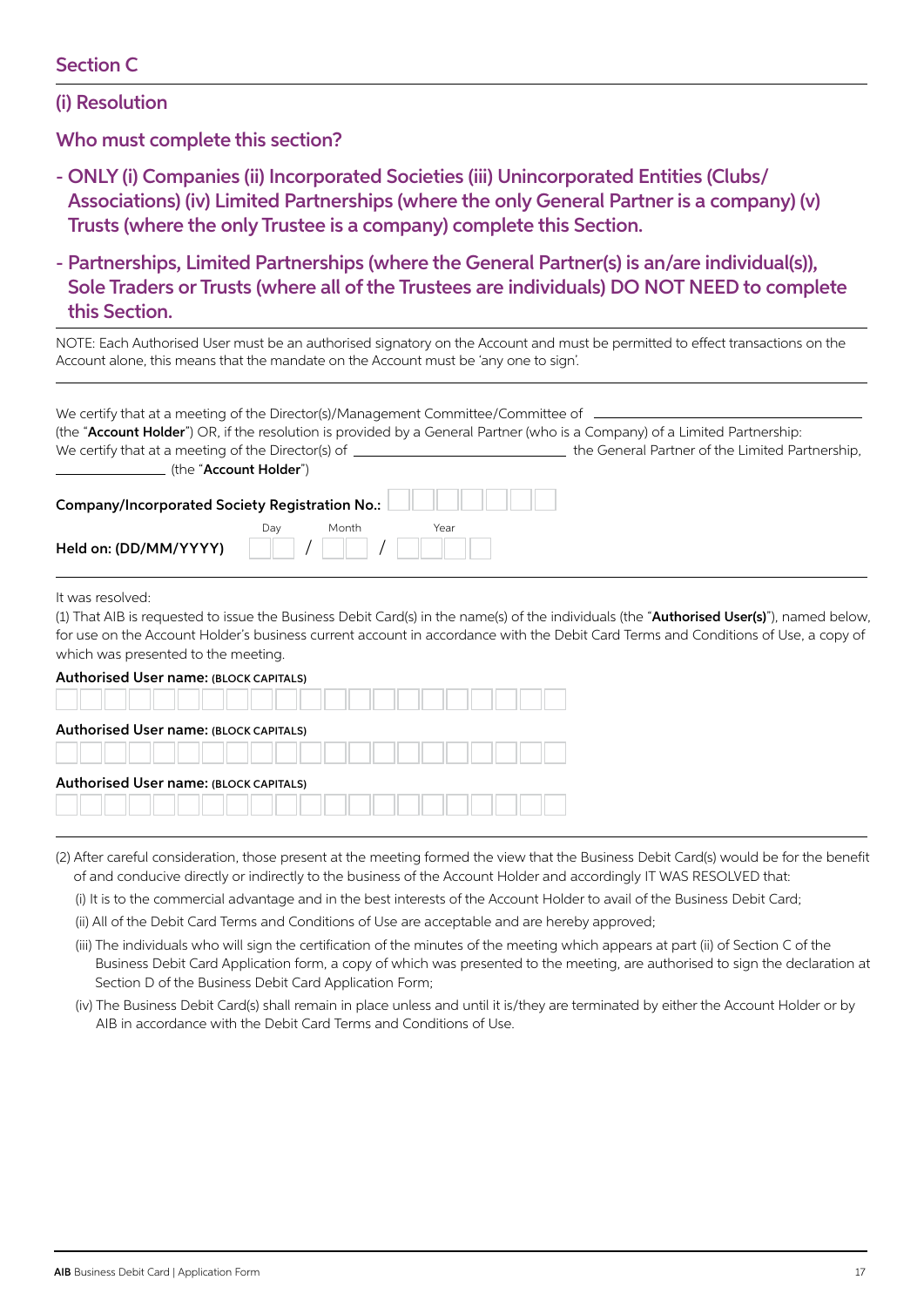## Section C

### (i) Resolution

### Who must complete this section?

- **ONLY (i) Companies (ii) Incorporated Societies (iii) Unincorporated Entities (Clubs/ Associations) (iv) Limited Partnerships (where the only General Partner is a company) (v) Trusts (where the only Trustee is a company) complete this Section.**
- **Partnerships, Limited Partnerships (where the General Partner(s) is an/are individual(s)), Sole Traders or Trusts (where all of the Trustees are individuals) DO NOT NEED to complete this Section.**

NOTE: Each Authorised User must be an authorised signatory on the Account and must be permitted to effect transactions on the Account alone, this means that the mandate on the Account must be 'any one to sign'.

We certify that at a meeting of the Director(s)/Management Committee/Committee of ______________________
(the "**Account Holder**") OR, if the resolution is provided by a General Partner (who is a Company) of a Limited Partnership:
We certify that at a meeting of the Director(s) of ______________________ the General Partner of the Limited Partnership,
______________ (the "**Account Holder**")

**Company/Incorporated Society Registration No.:** ☐☐☐☐☐☐☐

**Held on: (DD/MM/YYYY)** Day ☐☐ / Month ☐☐ / Year ☐☐☐☐

It was resolved:

(1) That AIB is requested to issue the Business Debit Card(s) in the name(s) of the individuals (the "**Authorised User(s)**"), named below, for use on the Account Holder's business current account in accordance with the Debit Card Terms and Conditions of Use, a copy of which was presented to the meeting.

**Authorised User name: (BLOCK CAPITALS)**

☐☐☐☐☐☐☐☐☐☐☐☐☐☐☐☐☐☐☐☐☐

**Authorised User name: (BLOCK CAPITALS)**

☐☐☐☐☐☐☐☐☐☐☐☐☐☐☐☐☐☐☐☐☐

**Authorised User name: (BLOCK CAPITALS)**

☐☐☐☐☐☐☐☐☐☐☐☐☐☐☐☐☐☐☐☐☐

(2) After careful consideration, those present at the meeting formed the view that the Business Debit Card(s) would be for the benefit of and conducive directly or indirectly to the business of the Account Holder and accordingly IT WAS RESOLVED that:

(i) It is to the commercial advantage and in the best interests of the Account Holder to avail of the Business Debit Card;

(ii) All of the Debit Card Terms and Conditions of Use are acceptable and are hereby approved;

(iii) The individuals who will sign the certification of the minutes of the meeting which appears at part (ii) of Section C of the Business Debit Card Application form, a copy of which was presented to the meeting, are authorised to sign the declaration at Section D of the Business Debit Card Application Form;

(iv) The Business Debit Card(s) shall remain in place unless and until it is/they are terminated by either the Account Holder or by AIB in accordance with the Debit Card Terms and Conditions of Use.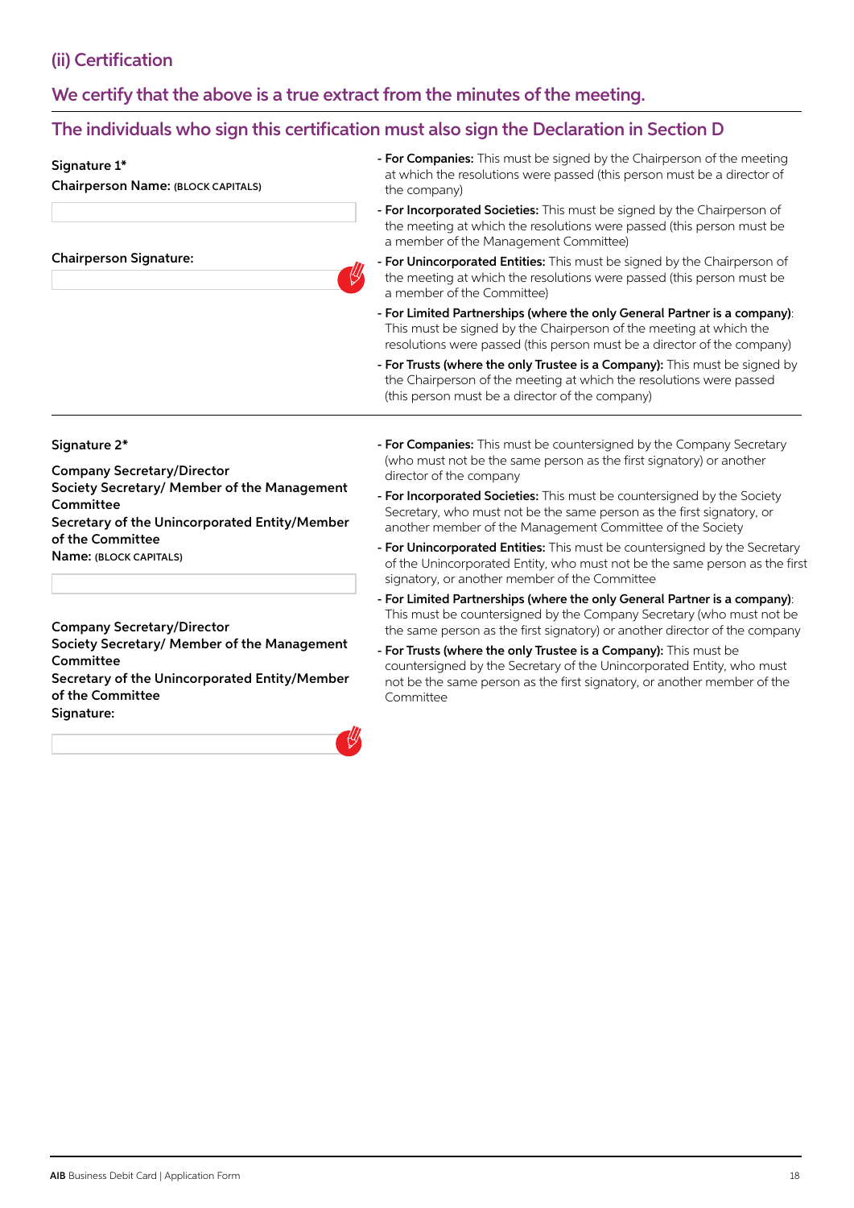## (ii) Certification

### We certify that the above is a true extract from the minutes of the meeting.

### The individuals who sign this certification must also sign the Declaration in Section D

**Signature 1***

**Chairperson Name:** (BLOCK CAPITALS)

**Chairperson Signature:**

- **For Companies:** This must be signed by the Chairperson of the meeting at which the resolutions were passed (this person must be a director of the company)
- **For Incorporated Societies:** This must be signed by the Chairperson of the meeting at which the resolutions were passed (this person must be a member of the Management Committee)
- **For Unincorporated Entities:** This must be signed by the Chairperson of the meeting at which the resolutions were passed (this person must be a member of the Committee)
- **For Limited Partnerships (where the only General Partner is a company)**: This must be signed by the Chairperson of the meeting at which the resolutions were passed (this person must be a director of the company)
- **For Trusts (where the only Trustee is a Company):** This must be signed by the Chairperson of the meeting at which the resolutions were passed (this person must be a director of the company)

---

**Signature 2***

**Company Secretary/Director**
**Society Secretary/ Member of the Management Committee**
**Secretary of the Unincorporated Entity/Member of the Committee**
**Name:** (BLOCK CAPITALS)

**Company Secretary/Director**
**Society Secretary/ Member of the Management Committee**
**Secretary of the Unincorporated Entity/Member of the Committee**
**Signature:**

- **For Companies:** This must be countersigned by the Company Secretary (who must not be the same person as the first signatory) or another director of the company
- **For Incorporated Societies:** This must be countersigned by the Society Secretary, who must not be the same person as the first signatory, or another member of the Management Committee of the Society
- **For Unincorporated Entities:** This must be countersigned by the Secretary of the Unincorporated Entity, who must not be the same person as the first signatory, or another member of the Committee
- **For Limited Partnerships (where the only General Partner is a company)**: This must be countersigned by the Company Secretary (who must not be the same person as the first signatory) or another director of the company
- **For Trusts (where the only Trustee is a Company):** This must be countersigned by the Secretary of the Unincorporated Entity, who must not be the same person as the first signatory, or another member of the Committee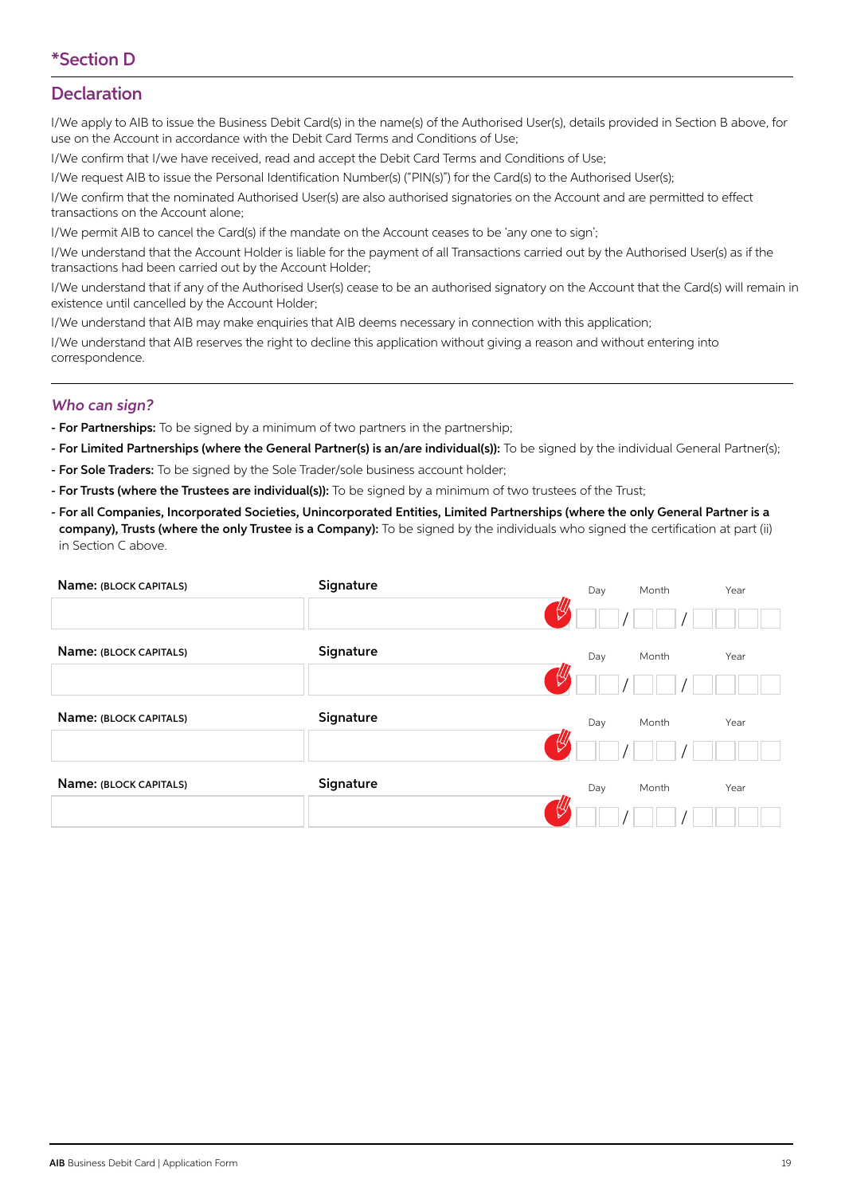## *Section D

## Declaration

I/We apply to AIB to issue the Business Debit Card(s) in the name(s) of the Authorised User(s), details provided in Section B above, for use on the Account in accordance with the Debit Card Terms and Conditions of Use;

I/We confirm that I/we have received, read and accept the Debit Card Terms and Conditions of Use;

I/We request AIB to issue the Personal Identification Number(s) ("PIN(s)") for the Card(s) to the Authorised User(s);

I/We confirm that the nominated Authorised User(s) are also authorised signatories on the Account and are permitted to effect transactions on the Account alone;

I/We permit AIB to cancel the Card(s) if the mandate on the Account ceases to be 'any one to sign';

I/We understand that the Account Holder is liable for the payment of all Transactions carried out by the Authorised User(s) as if the transactions had been carried out by the Account Holder;

I/We understand that if any of the Authorised User(s) cease to be an authorised signatory on the Account that the Card(s) will remain in existence until cancelled by the Account Holder;

I/We understand that AIB may make enquiries that AIB deems necessary in connection with this application;

I/We understand that AIB reserves the right to decline this application without giving a reason and without entering into correspondence.

### *Who can sign?*

- **For Partnerships:** To be signed by a minimum of two partners in the partnership;
- **For Limited Partnerships (where the General Partner(s) is an/are individual(s)):** To be signed by the individual General Partner(s);
- **For Sole Traders:** To be signed by the Sole Trader/sole business account holder;
- **For Trusts (where the Trustees are individual(s)):** To be signed by a minimum of two trustees of the Trust;
- **For all Companies, Incorporated Societies, Unincorporated Entities, Limited Partnerships (where the only General Partner is a company), Trusts (where the only Trustee is a Company):** To be signed by the individuals who signed the certification at part (ii) in Section C above.

| Name: (BLOCK CAPITALS) | Signature | Day / Month / Year |
|---|---|---|
| | | / / |
| | | / / |
| | | / / |
| | | / / |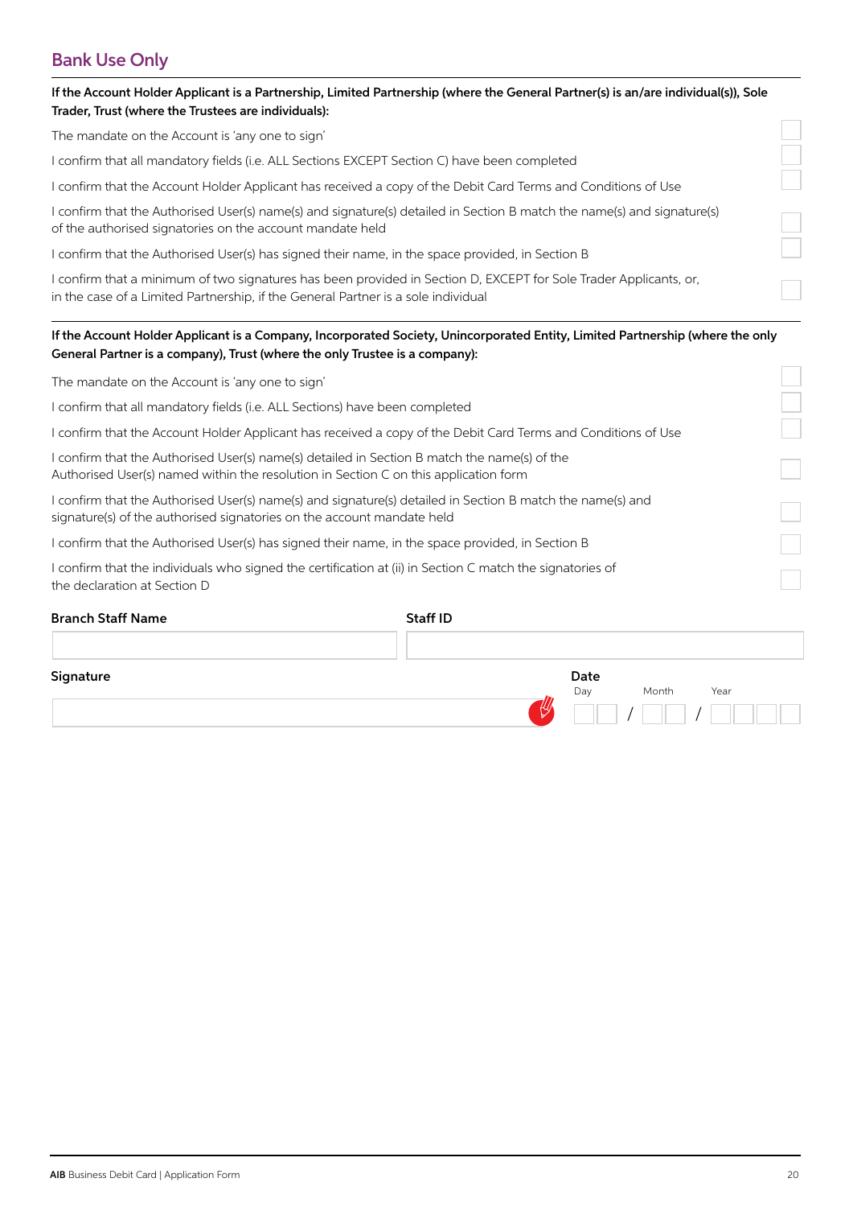## Bank Use Only

**If the Account Holder Applicant is a Partnership, Limited Partnership (where the General Partner(s) is an/are individual(s)), Sole Trader, Trust (where the Trustees are individuals):**

- [ ] The mandate on the Account is 'any one to sign'
- [ ] I confirm that all mandatory fields (i.e. ALL Sections EXCEPT Section C) have been completed
- [ ] I confirm that the Account Holder Applicant has received a copy of the Debit Card Terms and Conditions of Use
- [ ] I confirm that the Authorised User(s) name(s) and signature(s) detailed in Section B match the name(s) and signature(s) of the authorised signatories on the account mandate held
- [ ] I confirm that the Authorised User(s) has signed their name, in the space provided, in Section B
- [ ] I confirm that a minimum of two signatures has been provided in Section D, EXCEPT for Sole Trader Applicants, or, in the case of a Limited Partnership, if the General Partner is a sole individual

**If the Account Holder Applicant is a Company, Incorporated Society, Unincorporated Entity, Limited Partnership (where the only General Partner is a company), Trust (where the only Trustee is a company):**

- [ ] The mandate on the Account is 'any one to sign'
- [ ] I confirm that all mandatory fields (i.e. ALL Sections) have been completed
- [ ] I confirm that the Account Holder Applicant has received a copy of the Debit Card Terms and Conditions of Use
- [ ] I confirm that the Authorised User(s) name(s) detailed in Section B match the name(s) of the Authorised User(s) named within the resolution in Section C on this application form
- [ ] I confirm that the Authorised User(s) name(s) and signature(s) detailed in Section B match the name(s) and signature(s) of the authorised signatories on the account mandate held
- [ ] I confirm that the Authorised User(s) has signed their name, in the space provided, in Section B
- [ ] I confirm that the individuals who signed the certification at (ii) in Section C match the signatories of the declaration at Section D

**Branch Staff Name** ______________________

**Staff ID** ______________________

**Signature** ______________________

**Date** Day __ __ / Month __ __ / Year __ __ __ __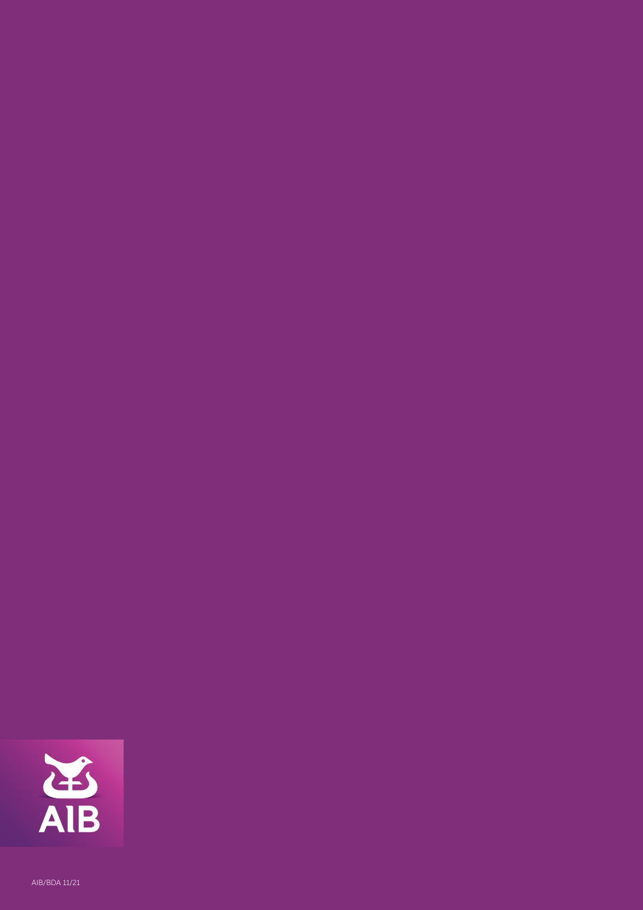AIB

AIB/BDA 11/21